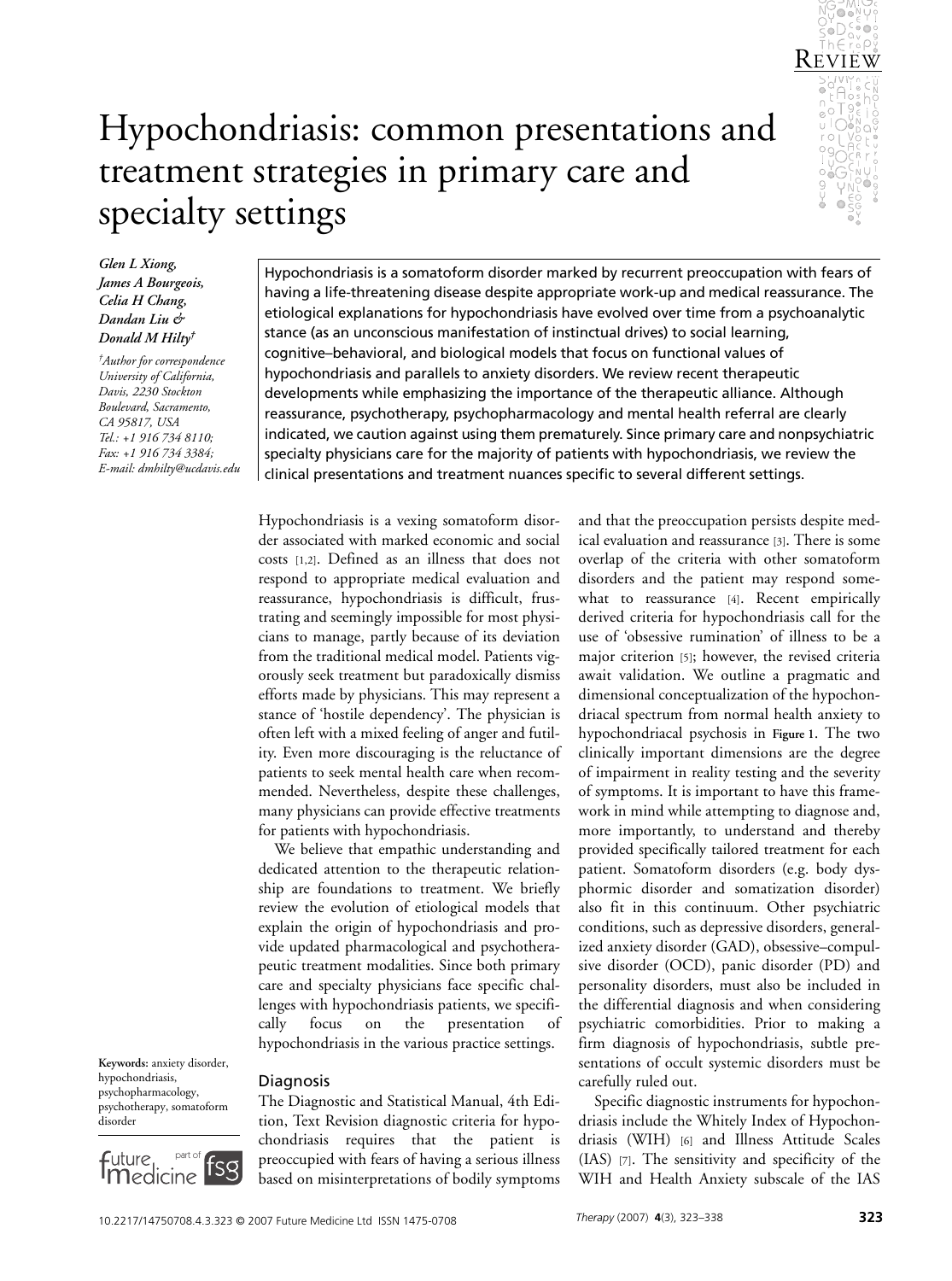REVIEW

# Hypochondriasis: common presentations and treatment strategies in primary care and specialty settings

*Glen L Xiong, James A Bourgeois, Celia H Chang, Dandan Liu & Donald M Hilty*[†]

[†]*Author for correspondence*
*University of California, Davis, 2230 Stockton Boulevard, Sacramento, CA 95817, USA*
*Tel.: +1 916 734 8110;*
*Fax: +1 916 734 3384;*
*E-mail: dmhilty@ucdavis.edu*

Hypochondriasis is a somatoform disorder marked by recurrent preoccupation with fears of having a life-threatening disease despite appropriate work-up and medical reassurance. The etiological explanations for hypochondriasis have evolved over time from a psychoanalytic stance (as an unconscious manifestation of instinctual drives) to social learning, cognitive–behavioral, and biological models that focus on functional values of hypochondriasis and parallels to anxiety disorders. We review recent therapeutic developments while emphasizing the importance of the therapeutic alliance. Although reassurance, psychotherapy, psychopharmacology and mental health referral are clearly indicated, we caution against using them prematurely. Since primary care and nonpsychiatric specialty physicians care for the majority of patients with hypochondriasis, we review the clinical presentations and treatment nuances specific to several different settings.

**Keywords:** anxiety disorder, hypochondriasis, psychopharmacology, psychotherapy, somatoform disorder

Hypochondriasis is a vexing somatoform disorder associated with marked economic and social costs [1,2]. Defined as an illness that does not respond to appropriate medical evaluation and reassurance, hypochondriasis is difficult, frustrating and seemingly impossible for most physicians to manage, partly because of its deviation from the traditional medical model. Patients vigorously seek treatment but paradoxically dismiss efforts made by physicians. This may represent a stance of 'hostile dependency'. The physician is often left with a mixed feeling of anger and futility. Even more discouraging is the reluctance of patients to seek mental health care when recommended. Nevertheless, despite these challenges, many physicians can provide effective treatments for patients with hypochondriasis.

We believe that empathic understanding and dedicated attention to the therapeutic relationship are foundations to treatment. We briefly review the evolution of etiological models that explain the origin of hypochondriasis and provide updated pharmacological and psychotherapeutic treatment modalities. Since both primary care and specialty physicians face specific challenges with hypochondriasis patients, we specifically focus on the presentation of hypochondriasis in the various practice settings.

## Diagnosis

The Diagnostic and Statistical Manual, 4th Edition, Text Revision diagnostic criteria for hypochondriasis requires that the patient is preoccupied with fears of having a serious illness based on misinterpretations of bodily symptoms and that the preoccupation persists despite medical evaluation and reassurance [3]. There is some overlap of the criteria with other somatoform disorders and the patient may respond somewhat to reassurance [4]. Recent empirically derived criteria for hypochondriasis call for the use of 'obsessive rumination' of illness to be a major criterion [5]; however, the revised criteria await validation. We outline a pragmatic and dimensional conceptualization of the hypochondriacal spectrum from normal health anxiety to hypochondriacal psychosis in **Figure 1**. The two clinically important dimensions are the degree of impairment in reality testing and the severity of symptoms. It is important to have this framework in mind while attempting to diagnose and, more importantly, to understand and thereby provided specifically tailored treatment for each patient. Somatoform disorders (e.g. body dysphormic disorder and somatization disorder) also fit in this continuum. Other psychiatric conditions, such as depressive disorders, generalized anxiety disorder (GAD), obsessive–compulsive disorder (OCD), panic disorder (PD) and personality disorders, must also be included in the differential diagnosis and when considering psychiatric comorbidities. Prior to making a firm diagnosis of hypochondriasis, subtle presentations of occult systemic disorders must be carefully ruled out.

Specific diagnostic instruments for hypochondriasis include the Whitely Index of Hypochondriasis (WIH) [6] and Illness Attitude Scales (IAS) [7]. The sensitivity and specificity of the WIH and Health Anxiety subscale of the IAS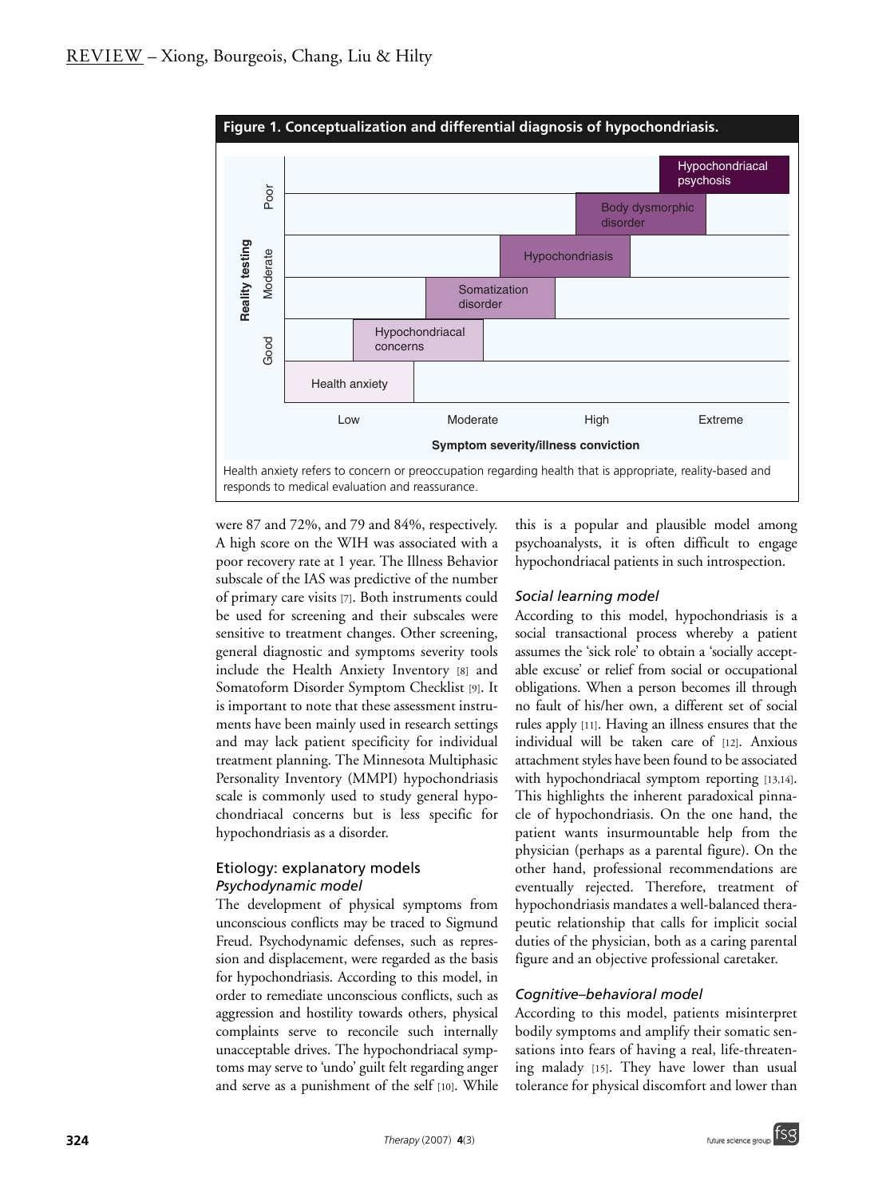**Figure 1. Conceptualization and differential diagnosis of hypochondriasis.**

| Reality testing | Low | Moderate | High | Extreme |
|---|---|---|---|---|
| Poor | | | | Hypochondriacal psychosis |
| | | | Body dysmorphic disorder | |
| Moderate | | | Hypochondriasis | |
| | | Somatization disorder | | |
| Good | Hypochondriacal concerns | | | |
| | Health anxiety | | | |

Symptom severity/illness conviction

Health anxiety refers to concern or preoccupation regarding health that is appropriate, reality-based and responds to medical evaluation and reassurance.

were 87 and 72%, and 79 and 84%, respectively. A high score on the WIH was associated with a poor recovery rate at 1 year. The Illness Behavior subscale of the IAS was predictive of the number of primary care visits [7]. Both instruments could be used for screening and their subscales were sensitive to treatment changes. Other screening, general diagnostic and symptoms severity tools include the Health Anxiety Inventory [8] and Somatoform Disorder Symptom Checklist [9]. It is important to note that these assessment instruments have been mainly used in research settings and may lack patient specificity for individual treatment planning. The Minnesota Multiphasic Personality Inventory (MMPI) hypochondriasis scale is commonly used to study general hypochondriacal concerns but is less specific for hypochondriasis as a disorder.

## Etiology: explanatory models

### *Psychodynamic model*

The development of physical symptoms from unconscious conflicts may be traced to Sigmund Freud. Psychodynamic defenses, such as repression and displacement, were regarded as the basis for hypochondriasis. According to this model, in order to remediate unconscious conflicts, such as aggression and hostility towards others, physical complaints serve to reconcile such internally unacceptable drives. The hypochondriacal symptoms may serve to 'undo' guilt felt regarding anger and serve as a punishment of the self [10]. While this is a popular and plausible model among psychoanalysts, it is often difficult to engage hypochondriacal patients in such introspection.

### *Social learning model*

According to this model, hypochondriasis is a social transactional process whereby a patient assumes the 'sick role' to obtain a 'socially acceptable excuse' or relief from social or occupational obligations. When a person becomes ill through no fault of his/her own, a different set of social rules apply [11]. Having an illness ensures that the individual will be taken care of [12]. Anxious attachment styles have been found to be associated with hypochondriacal symptom reporting [13,14]. This highlights the inherent paradoxical pinnacle of hypochondriasis. On the one hand, the patient wants insurmountable help from the physician (perhaps as a parental figure). On the other hand, professional recommendations are eventually rejected. Therefore, treatment of hypochondriasis mandates a well-balanced therapeutic relationship that calls for implicit social duties of the physician, both as a caring parental figure and an objective professional caretaker.

### *Cognitive–behavioral model*

According to this model, patients misinterpret bodily symptoms and amplify their somatic sensations into fears of having a real, life-threatening malady [15]. They have lower than usual tolerance for physical discomfort and lower than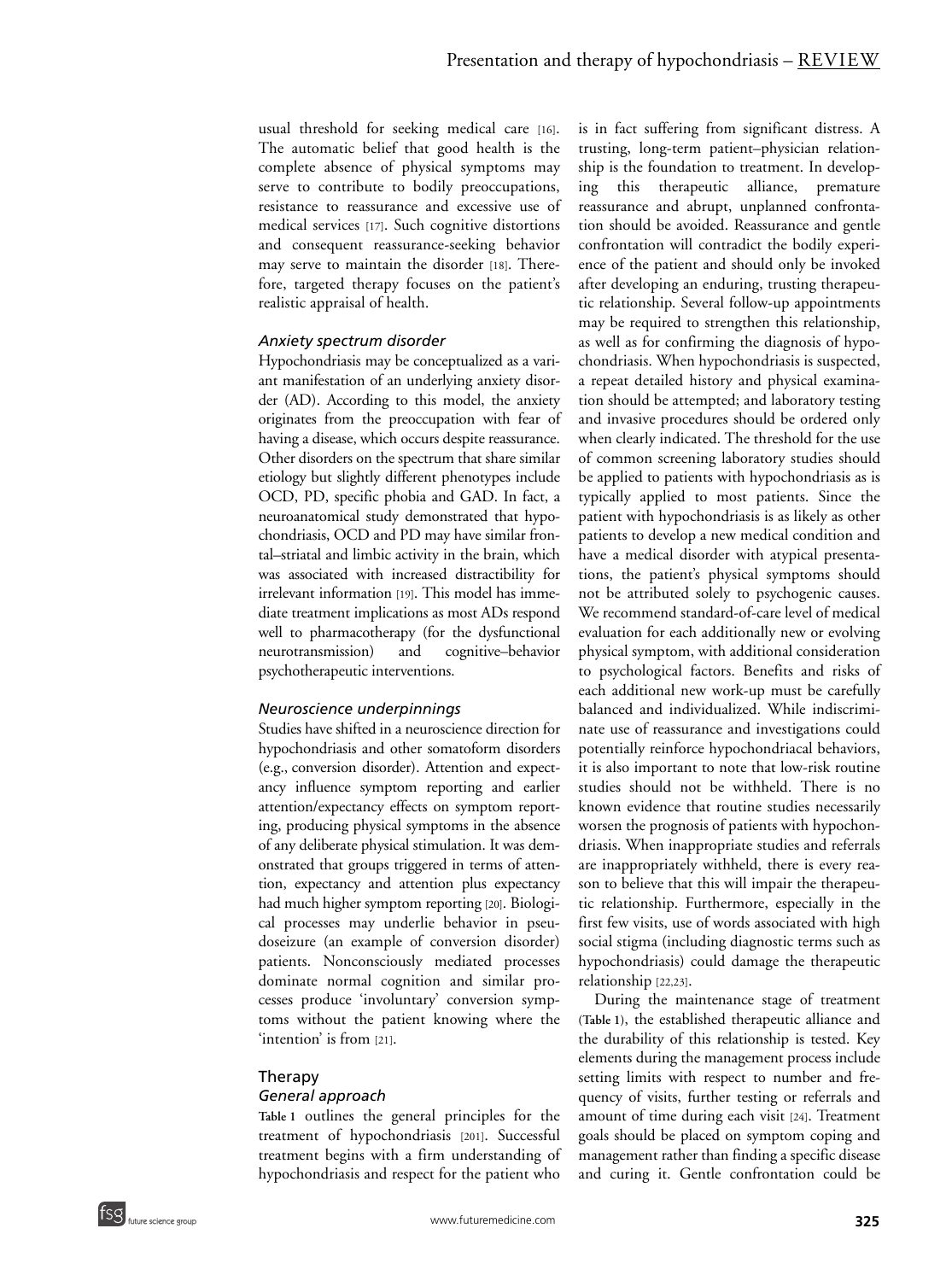usual threshold for seeking medical care [16]. The automatic belief that good health is the complete absence of physical symptoms may serve to contribute to bodily preoccupations, resistance to reassurance and excessive use of medical services [17]. Such cognitive distortions and consequent reassurance-seeking behavior may serve to maintain the disorder [18]. Therefore, targeted therapy focuses on the patient's realistic appraisal of health.

### *Anxiety spectrum disorder*

Hypochondriasis may be conceptualized as a variant manifestation of an underlying anxiety disorder (AD). According to this model, the anxiety originates from the preoccupation with fear of having a disease, which occurs despite reassurance. Other disorders on the spectrum that share similar etiology but slightly different phenotypes include OCD, PD, specific phobia and GAD. In fact, a neuroanatomical study demonstrated that hypochondriasis, OCD and PD may have similar frontal–striatal and limbic activity in the brain, which was associated with increased distractibility for irrelevant information [19]. This model has immediate treatment implications as most ADs respond well to pharmacotherapy (for the dysfunctional neurotransmission) and cognitive–behavior psychotherapeutic interventions.

### *Neuroscience underpinnings*

Studies have shifted in a neuroscience direction for hypochondriasis and other somatoform disorders (e.g., conversion disorder). Attention and expectancy influence symptom reporting and earlier attention/expectancy effects on symptom reporting, producing physical symptoms in the absence of any deliberate physical stimulation. It was demonstrated that groups triggered in terms of attention, expectancy and attention plus expectancy had much higher symptom reporting [20]. Biological processes may underlie behavior in pseudoseizure (an example of conversion disorder) patients. Nonconsciously mediated processes dominate normal cognition and similar processes produce 'involuntary' conversion symptoms without the patient knowing where the 'intention' is from [21].

## Therapy

### *General approach*

**Table 1** outlines the general principles for the treatment of hypochondriasis [201]. Successful treatment begins with a firm understanding of hypochondriasis and respect for the patient who is in fact suffering from significant distress. A trusting, long-term patient–physician relationship is the foundation to treatment. In developing this therapeutic alliance, premature reassurance and abrupt, unplanned confrontation should be avoided. Reassurance and gentle confrontation will contradict the bodily experience of the patient and should only be invoked after developing an enduring, trusting therapeutic relationship. Several follow-up appointments may be required to strengthen this relationship, as well as for confirming the diagnosis of hypochondriasis. When hypochondriasis is suspected, a repeat detailed history and physical examination should be attempted; and laboratory testing and invasive procedures should be ordered only when clearly indicated. The threshold for the use of common screening laboratory studies should be applied to patients with hypochondriasis as is typically applied to most patients. Since the patient with hypochondriasis is as likely as other patients to develop a new medical condition and have a medical disorder with atypical presentations, the patient's physical symptoms should not be attributed solely to psychogenic causes. We recommend standard-of-care level of medical evaluation for each additionally new or evolving physical symptom, with additional consideration to psychological factors. Benefits and risks of each additional new work-up must be carefully balanced and individualized. While indiscriminate use of reassurance and investigations could potentially reinforce hypochondriacal behaviors, it is also important to note that low-risk routine studies should not be withheld. There is no known evidence that routine studies necessarily worsen the prognosis of patients with hypochondriasis. When inappropriate studies and referrals are inappropriately withheld, there is every reason to believe that this will impair the therapeutic relationship. Furthermore, especially in the first few visits, use of words associated with high social stigma (including diagnostic terms such as hypochondriasis) could damage the therapeutic relationship [22,23].

During the maintenance stage of treatment (**Table 1**), the established therapeutic alliance and the durability of this relationship is tested. Key elements during the management process include setting limits with respect to number and frequency of visits, further testing or referrals and amount of time during each visit [24]. Treatment goals should be placed on symptom coping and management rather than finding a specific disease and curing it. Gentle confrontation could be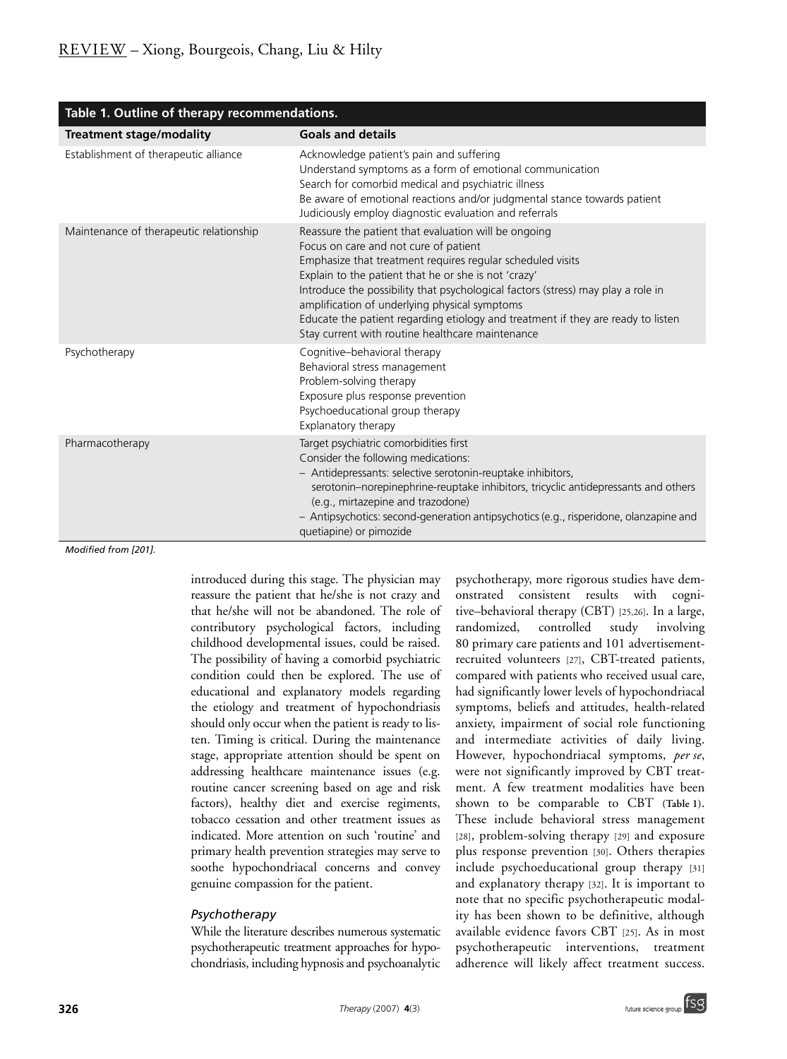**Table 1. Outline of therapy recommendations.**

| Treatment stage/modality | Goals and details |
|---|---|
| Establishment of therapeutic alliance | Acknowledge patient's pain and suffering<br>Understand symptoms as a form of emotional communication<br>Search for comorbid medical and psychiatric illness<br>Be aware of emotional reactions and/or judgmental stance towards patient<br>Judiciously employ diagnostic evaluation and referrals |
| Maintenance of therapeutic relationship | Reassure the patient that evaluation will be ongoing<br>Focus on care and not cure of patient<br>Emphasize that treatment requires regular scheduled visits<br>Explain to the patient that he or she is not 'crazy'<br>Introduce the possibility that psychological factors (stress) may play a role in amplification of underlying physical symptoms<br>Educate the patient regarding etiology and treatment if they are ready to listen<br>Stay current with routine healthcare maintenance |
| Psychotherapy | Cognitive–behavioral therapy<br>Behavioral stress management<br>Problem-solving therapy<br>Exposure plus response prevention<br>Psychoeducational group therapy<br>Explanatory therapy |
| Pharmacotherapy | Target psychiatric comorbidities first<br>Consider the following medications:<br>– Antidepressants: selective serotonin-reuptake inhibitors, serotonin–norepinephrine-reuptake inhibitors, tricyclic antidepressants and others (e.g., mirtazepine and trazodone)<br>– Antipsychotics: second-generation antipsychotics (e.g., risperidone, olanzapine and quetiapine) or pimozide |

*Modified from [201].*

introduced during this stage. The physician may reassure the patient that he/she is not crazy and that he/she will not be abandoned. The role of contributory psychological factors, including childhood developmental issues, could be raised. The possibility of having a comorbid psychiatric condition could then be explored. The use of educational and explanatory models regarding the etiology and treatment of hypochondriasis should only occur when the patient is ready to listen. Timing is critical. During the maintenance stage, appropriate attention should be spent on addressing healthcare maintenance issues (e.g. routine cancer screening based on age and risk factors), healthy diet and exercise regiments, tobacco cessation and other treatment issues as indicated. More attention on such 'routine' and primary health prevention strategies may serve to soothe hypochondriacal concerns and convey genuine compassion for the patient.

### *Psychotherapy*

While the literature describes numerous systematic psychotherapeutic treatment approaches for hypochondriasis, including hypnosis and psychoanalytic psychotherapy, more rigorous studies have demonstrated consistent results with cognitive–behavioral therapy (CBT) [25,26]. In a large, randomized, controlled study involving 80 primary care patients and 101 advertisement-recruited volunteers [27], CBT-treated patients, compared with patients who received usual care, had significantly lower levels of hypochondriacal symptoms, beliefs and attitudes, health-related anxiety, impairment of social role functioning and intermediate activities of daily living. However, hypochondriacal symptoms, *per se*, were not significantly improved by CBT treatment. A few treatment modalities have been shown to be comparable to CBT (**Table 1**). These include behavioral stress management [28], problem-solving therapy [29] and exposure plus response prevention [30]. Others therapies include psychoeducational group therapy [31] and explanatory therapy [32]. It is important to note that no specific psychotherapeutic modality has been shown to be definitive, although available evidence favors CBT [25]. As in most psychotherapeutic interventions, treatment adherence will likely affect treatment success.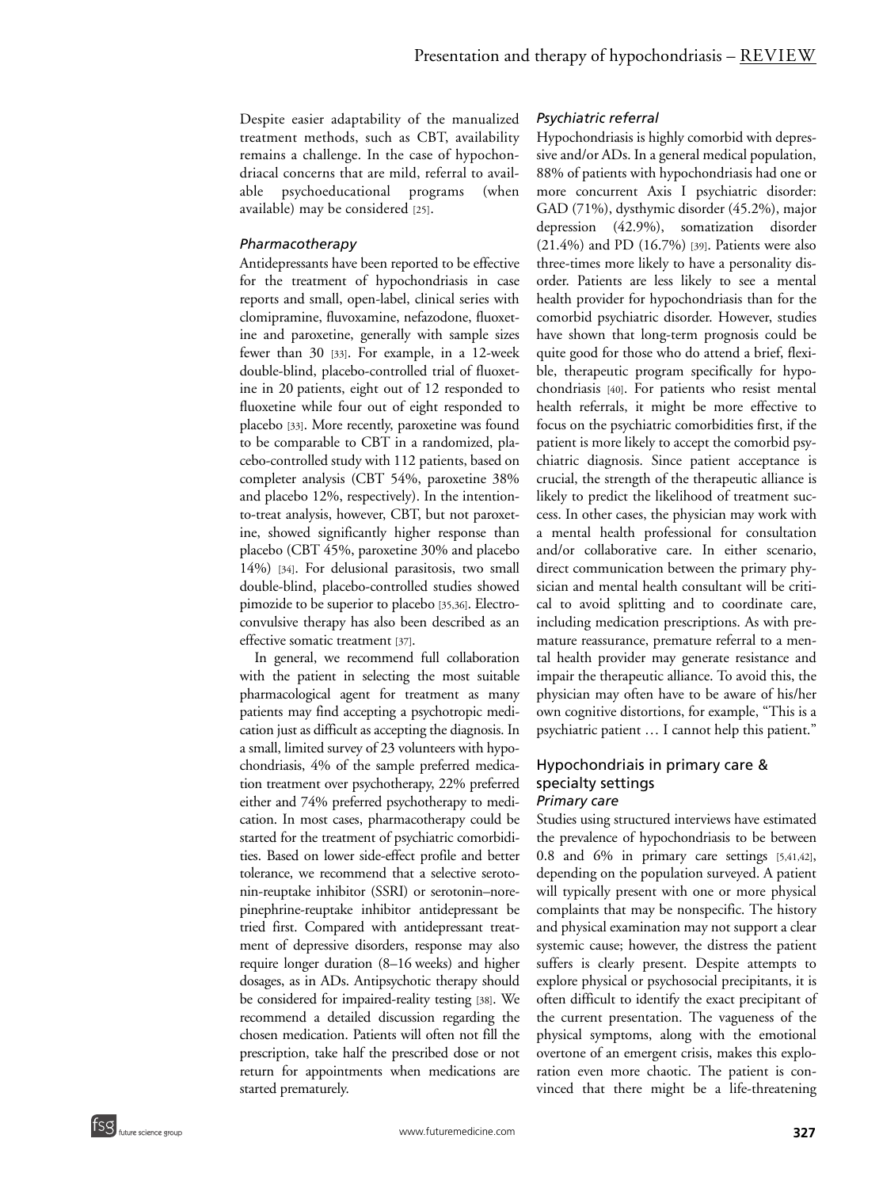Despite easier adaptability of the manualized treatment methods, such as CBT, availability remains a challenge. In the case of hypochondriacal concerns that are mild, referral to available psychoeducational programs (when available) may be considered [25].

### *Pharmacotherapy*

Antidepressants have been reported to be effective for the treatment of hypochondriasis in case reports and small, open-label, clinical series with clomipramine, fluvoxamine, nefazodone, fluoxetine and paroxetine, generally with sample sizes fewer than 30 [33]. For example, in a 12-week double-blind, placebo-controlled trial of fluoxetine in 20 patients, eight out of 12 responded to fluoxetine while four out of eight responded to placebo [33]. More recently, paroxetine was found to be comparable to CBT in a randomized, placebo-controlled study with 112 patients, based on completer analysis (CBT 54%, paroxetine 38% and placebo 12%, respectively). In the intention-to-treat analysis, however, CBT, but not paroxetine, showed significantly higher response than placebo (CBT 45%, paroxetine 30% and placebo 14%) [34]. For delusional parasitosis, two small double-blind, placebo-controlled studies showed pimozide to be superior to placebo [35,36]. Electroconvulsive therapy has also been described as an effective somatic treatment [37].

In general, we recommend full collaboration with the patient in selecting the most suitable pharmacological agent for treatment as many patients may find accepting a psychotropic medication just as difficult as accepting the diagnosis. In a small, limited survey of 23 volunteers with hypochondriasis, 4% of the sample preferred medication treatment over psychotherapy, 22% preferred either and 74% preferred psychotherapy to medication. In most cases, pharmacotherapy could be started for the treatment of psychiatric comorbidities. Based on lower side-effect profile and better tolerance, we recommend that a selective serotonin-reuptake inhibitor (SSRI) or serotonin–norepinephrine-reuptake inhibitor antidepressant be tried first. Compared with antidepressant treatment of depressive disorders, response may also require longer duration (8–16 weeks) and higher dosages, as in ADs. Antipsychotic therapy should be considered for impaired-reality testing [38]. We recommend a detailed discussion regarding the chosen medication. Patients will often not fill the prescription, take half the prescribed dose or not return for appointments when medications are started prematurely.

### *Psychiatric referral*

Hypochondriasis is highly comorbid with depressive and/or ADs. In a general medical population, 88% of patients with hypochondriasis had one or more concurrent Axis I psychiatric disorder: GAD (71%), dysthymic disorder (45.2%), major depression (42.9%), somatization disorder (21.4%) and PD (16.7%) [39]. Patients were also three-times more likely to have a personality disorder. Patients are less likely to see a mental health provider for hypochondriasis than for the comorbid psychiatric disorder. However, studies have shown that long-term prognosis could be quite good for those who do attend a brief, flexible, therapeutic program specifically for hypochondriasis [40]. For patients who resist mental health referrals, it might be more effective to focus on the psychiatric comorbidities first, if the patient is more likely to accept the comorbid psychiatric diagnosis. Since patient acceptance is crucial, the strength of the therapeutic alliance is likely to predict the likelihood of treatment success. In other cases, the physician may work with a mental health professional for consultation and/or collaborative care. In either scenario, direct communication between the primary physician and mental health consultant will be critical to avoid splitting and to coordinate care, including medication prescriptions. As with premature reassurance, premature referral to a mental health provider may generate resistance and impair the therapeutic alliance. To avoid this, the physician may often have to be aware of his/her own cognitive distortions, for example, "This is a psychiatric patient … I cannot help this patient."

## Hypochondriais in primary care & specialty settings

### *Primary care*

Studies using structured interviews have estimated the prevalence of hypochondriasis to be between 0.8 and 6% in primary care settings [5,41,42], depending on the population surveyed. A patient will typically present with one or more physical complaints that may be nonspecific. The history and physical examination may not support a clear systemic cause; however, the distress the patient suffers is clearly present. Despite attempts to explore physical or psychosocial precipitants, it is often difficult to identify the exact precipitant of the current presentation. The vagueness of the physical symptoms, along with the emotional overtone of an emergent crisis, makes this exploration even more chaotic. The patient is convinced that there might be a life-threatening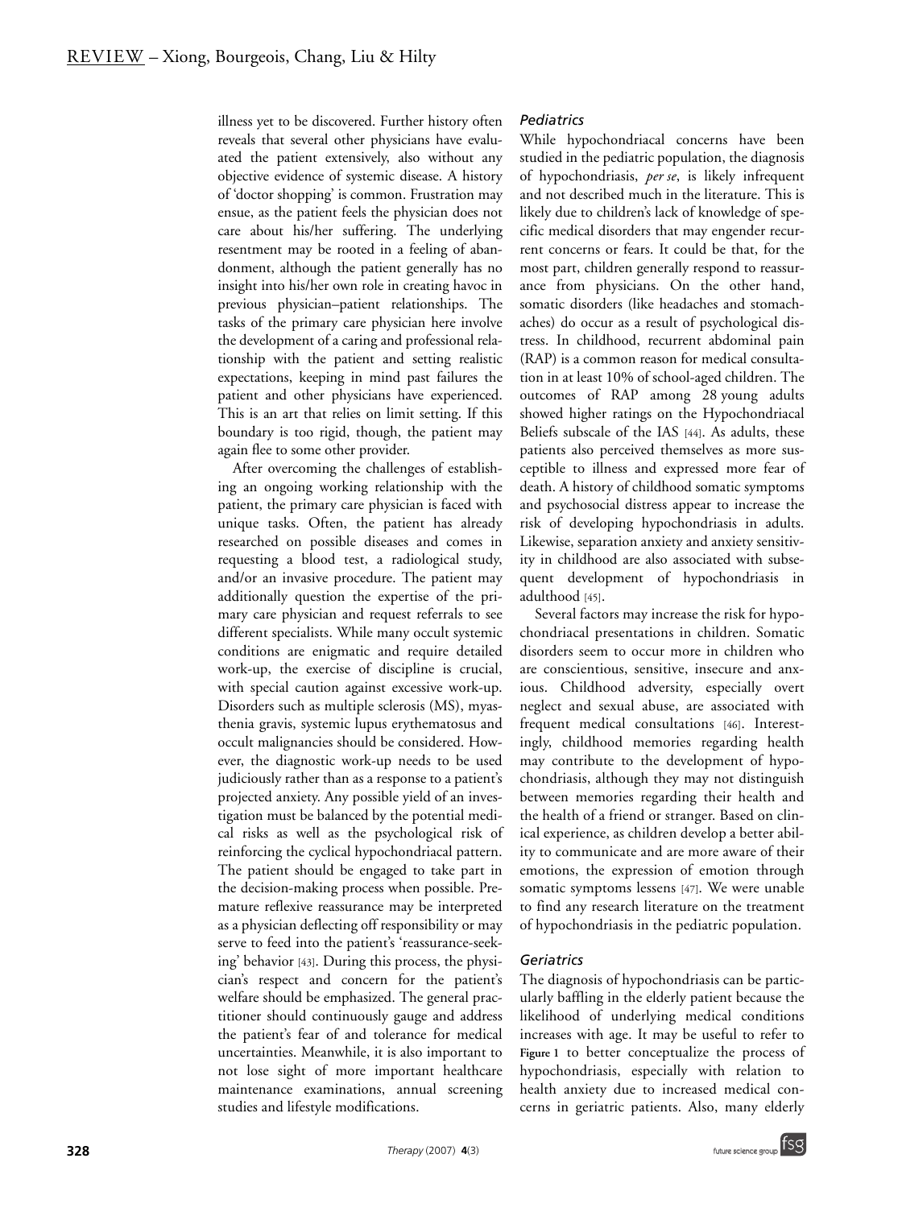illness yet to be discovered. Further history often reveals that several other physicians have evaluated the patient extensively, also without any objective evidence of systemic disease. A history of 'doctor shopping' is common. Frustration may ensue, as the patient feels the physician does not care about his/her suffering. The underlying resentment may be rooted in a feeling of abandonment, although the patient generally has no insight into his/her own role in creating havoc in previous physician–patient relationships. The tasks of the primary care physician here involve the development of a caring and professional relationship with the patient and setting realistic expectations, keeping in mind past failures the patient and other physicians have experienced. This is an art that relies on limit setting. If this boundary is too rigid, though, the patient may again flee to some other provider.

After overcoming the challenges of establishing an ongoing working relationship with the patient, the primary care physician is faced with unique tasks. Often, the patient has already researched on possible diseases and comes in requesting a blood test, a radiological study, and/or an invasive procedure. The patient may additionally question the expertise of the primary care physician and request referrals to see different specialists. While many occult systemic conditions are enigmatic and require detailed work-up, the exercise of discipline is crucial, with special caution against excessive work-up. Disorders such as multiple sclerosis (MS), myasthenia gravis, systemic lupus erythematosus and occult malignancies should be considered. However, the diagnostic work-up needs to be used judiciously rather than as a response to a patient's projected anxiety. Any possible yield of an investigation must be balanced by the potential medical risks as well as the psychological risk of reinforcing the cyclical hypochondriacal pattern. The patient should be engaged to take part in the decision-making process when possible. Premature reflexive reassurance may be interpreted as a physician deflecting off responsibility or may serve to feed into the patient's 'reassurance-seeking' behavior [43]. During this process, the physician's respect and concern for the patient's welfare should be emphasized. The general practitioner should continuously gauge and address the patient's fear of and tolerance for medical uncertainties. Meanwhile, it is also important to not lose sight of more important healthcare maintenance examinations, annual screening studies and lifestyle modifications.

### *Pediatrics*

While hypochondriacal concerns have been studied in the pediatric population, the diagnosis of hypochondriasis, *per se*, is likely infrequent and not described much in the literature. This is likely due to children's lack of knowledge of specific medical disorders that may engender recurrent concerns or fears. It could be that, for the most part, children generally respond to reassurance from physicians. On the other hand, somatic disorders (like headaches and stomachaches) do occur as a result of psychological distress. In childhood, recurrent abdominal pain (RAP) is a common reason for medical consultation in at least 10% of school-aged children. The outcomes of RAP among 28 young adults showed higher ratings on the Hypochondriacal Beliefs subscale of the IAS [44]. As adults, these patients also perceived themselves as more susceptible to illness and expressed more fear of death. A history of childhood somatic symptoms and psychosocial distress appear to increase the risk of developing hypochondriasis in adults. Likewise, separation anxiety and anxiety sensitivity in childhood are also associated with subsequent development of hypochondriasis in adulthood [45].

Several factors may increase the risk for hypochondriacal presentations in children. Somatic disorders seem to occur more in children who are conscientious, sensitive, insecure and anxious. Childhood adversity, especially overt neglect and sexual abuse, are associated with frequent medical consultations [46]. Interestingly, childhood memories regarding health may contribute to the development of hypochondriasis, although they may not distinguish between memories regarding their health and the health of a friend or stranger. Based on clinical experience, as children develop a better ability to communicate and are more aware of their emotions, the expression of emotion through somatic symptoms lessens [47]. We were unable to find any research literature on the treatment of hypochondriasis in the pediatric population.

### *Geriatrics*

The diagnosis of hypochondriasis can be particularly baffling in the elderly patient because the likelihood of underlying medical conditions increases with age. It may be useful to refer to **Figure 1** to better conceptualize the process of hypochondriasis, especially with relation to health anxiety due to increased medical concerns in geriatric patients. Also, many elderly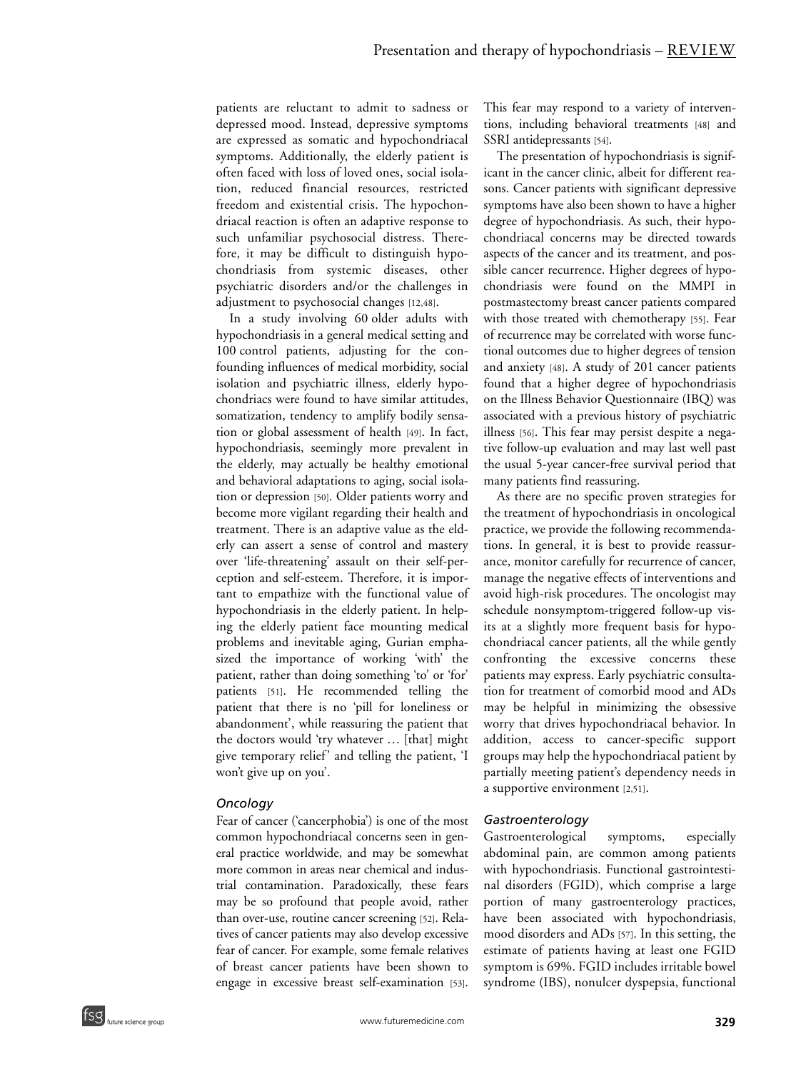patients are reluctant to admit to sadness or depressed mood. Instead, depressive symptoms are expressed as somatic and hypochondriacal symptoms. Additionally, the elderly patient is often faced with loss of loved ones, social isolation, reduced financial resources, restricted freedom and existential crisis. The hypochondriacal reaction is often an adaptive response to such unfamiliar psychosocial distress. Therefore, it may be difficult to distinguish hypochondriasis from systemic diseases, other psychiatric disorders and/or the challenges in adjustment to psychosocial changes [12,48].

In a study involving 60 older adults with hypochondriasis in a general medical setting and 100 control patients, adjusting for the confounding influences of medical morbidity, social isolation and psychiatric illness, elderly hypochondriacs were found to have similar attitudes, somatization, tendency to amplify bodily sensation or global assessment of health [49]. In fact, hypochondriasis, seemingly more prevalent in the elderly, may actually be healthy emotional and behavioral adaptations to aging, social isolation or depression [50]. Older patients worry and become more vigilant regarding their health and treatment. There is an adaptive value as the elderly can assert a sense of control and mastery over 'life-threatening' assault on their self-perception and self-esteem. Therefore, it is important to empathize with the functional value of hypochondriasis in the elderly patient. In helping the elderly patient face mounting medical problems and inevitable aging, Gurian emphasized the importance of working 'with' the patient, rather than doing something 'to' or 'for' patients [51]. He recommended telling the patient that there is no 'pill for loneliness or abandonment', while reassuring the patient that the doctors would 'try whatever … [that] might give temporary relief' and telling the patient, 'I won't give up on you'.

### *Oncology*

Fear of cancer ('cancerphobia') is one of the most common hypochondriacal concerns seen in general practice worldwide, and may be somewhat more common in areas near chemical and industrial contamination. Paradoxically, these fears may be so profound that people avoid, rather than over-use, routine cancer screening [52]. Relatives of cancer patients may also develop excessive fear of cancer. For example, some female relatives of breast cancer patients have been shown to engage in excessive breast self-examination [53]. This fear may respond to a variety of interventions, including behavioral treatments [48] and SSRI antidepressants [54].

The presentation of hypochondriasis is significant in the cancer clinic, albeit for different reasons. Cancer patients with significant depressive symptoms have also been shown to have a higher degree of hypochondriasis. As such, their hypochondriacal concerns may be directed towards aspects of the cancer and its treatment, and possible cancer recurrence. Higher degrees of hypochondriasis were found on the MMPI in postmastectomy breast cancer patients compared with those treated with chemotherapy [55]. Fear of recurrence may be correlated with worse functional outcomes due to higher degrees of tension and anxiety [48]. A study of 201 cancer patients found that a higher degree of hypochondriasis on the Illness Behavior Questionnaire (IBQ) was associated with a previous history of psychiatric illness [56]. This fear may persist despite a negative follow-up evaluation and may last well past the usual 5-year cancer-free survival period that many patients find reassuring.

As there are no specific proven strategies for the treatment of hypochondriasis in oncological practice, we provide the following recommendations. In general, it is best to provide reassurance, monitor carefully for recurrence of cancer, manage the negative effects of interventions and avoid high-risk procedures. The oncologist may schedule nonsymptom-triggered follow-up visits at a slightly more frequent basis for hypochondriacal cancer patients, all the while gently confronting the excessive concerns these patients may express. Early psychiatric consultation for treatment of comorbid mood and ADs may be helpful in minimizing the obsessive worry that drives hypochondriacal behavior. In addition, access to cancer-specific support groups may help the hypochondriacal patient by partially meeting patient's dependency needs in a supportive environment [2,51].

### *Gastroenterology*

Gastroenterological symptoms, especially abdominal pain, are common among patients with hypochondriasis. Functional gastrointestinal disorders (FGID), which comprise a large portion of many gastroenterology practices, have been associated with hypochondriasis, mood disorders and ADs [57]. In this setting, the estimate of patients having at least one FGID symptom is 69%. FGID includes irritable bowel syndrome (IBS), nonulcer dyspepsia, functional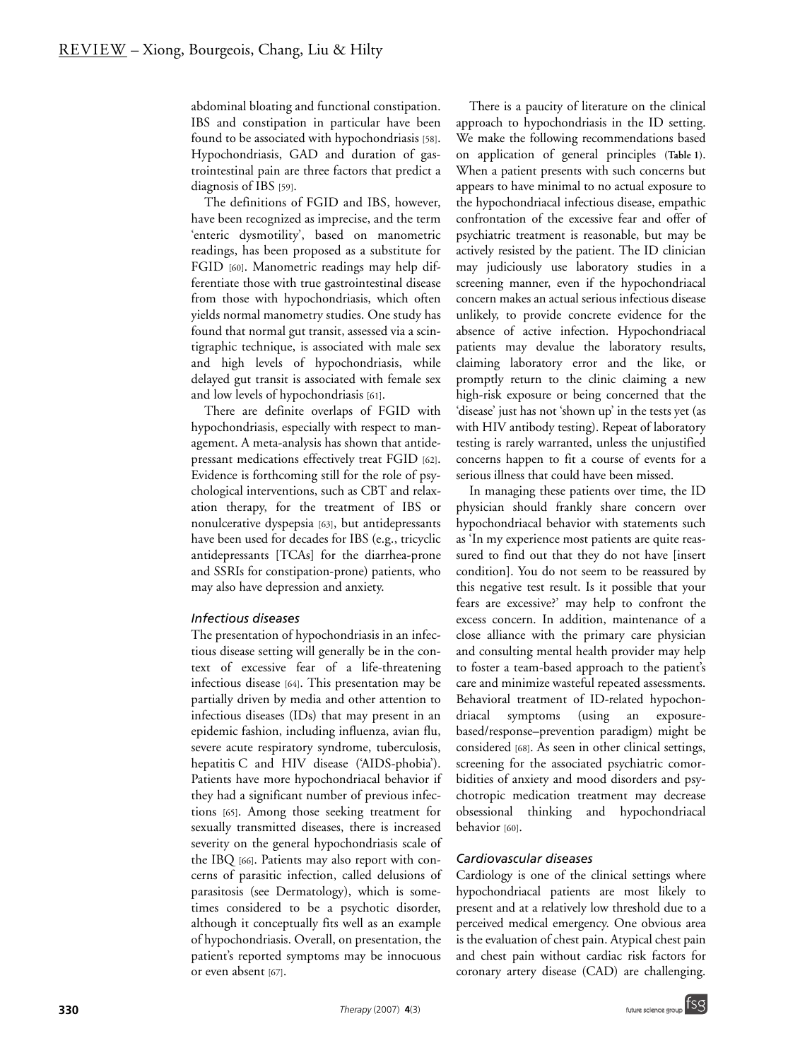abdominal bloating and functional constipation. IBS and constipation in particular have been found to be associated with hypochondriasis [58]. Hypochondriasis, GAD and duration of gastrointestinal pain are three factors that predict a diagnosis of IBS [59].

The definitions of FGID and IBS, however, have been recognized as imprecise, and the term 'enteric dysmotility', based on manometric readings, has been proposed as a substitute for FGID [60]. Manometric readings may help differentiate those with true gastrointestinal disease from those with hypochondriasis, which often yields normal manometry studies. One study has found that normal gut transit, assessed via a scintigraphic technique, is associated with male sex and high levels of hypochondriasis, while delayed gut transit is associated with female sex and low levels of hypochondriasis [61].

There are definite overlaps of FGID with hypochondriasis, especially with respect to management. A meta-analysis has shown that antidepressant medications effectively treat FGID [62]. Evidence is forthcoming still for the role of psychological interventions, such as CBT and relaxation therapy, for the treatment of IBS or nonulcerative dyspepsia [63], but antidepressants have been used for decades for IBS (e.g., tricyclic antidepressants [TCAs] for the diarrhea-prone and SSRIs for constipation-prone) patients, who may also have depression and anxiety.

### *Infectious diseases*

The presentation of hypochondriasis in an infectious disease setting will generally be in the context of excessive fear of a life-threatening infectious disease [64]. This presentation may be partially driven by media and other attention to infectious diseases (IDs) that may present in an epidemic fashion, including influenza, avian flu, severe acute respiratory syndrome, tuberculosis, hepatitis C and HIV disease ('AIDS-phobia'). Patients have more hypochondriacal behavior if they had a significant number of previous infections [65]. Among those seeking treatment for sexually transmitted diseases, there is increased severity on the general hypochondriasis scale of the IBQ [66]. Patients may also report with concerns of parasitic infection, called delusions of parasitosis (see Dermatology), which is sometimes considered to be a psychotic disorder, although it conceptually fits well as an example of hypochondriasis. Overall, on presentation, the patient's reported symptoms may be innocuous or even absent [67].

There is a paucity of literature on the clinical approach to hypochondriasis in the ID setting. We make the following recommendations based on application of general principles (Table 1). When a patient presents with such concerns but appears to have minimal to no actual exposure to the hypochondriacal infectious disease, empathic confrontation of the excessive fear and offer of psychiatric treatment is reasonable, but may be actively resisted by the patient. The ID clinician may judiciously use laboratory studies in a screening manner, even if the hypochondriacal concern makes an actual serious infectious disease unlikely, to provide concrete evidence for the absence of active infection. Hypochondriacal patients may devalue the laboratory results, claiming laboratory error and the like, or promptly return to the clinic claiming a new high-risk exposure or being concerned that the 'disease' just has not 'shown up' in the tests yet (as with HIV antibody testing). Repeat of laboratory testing is rarely warranted, unless the unjustified concerns happen to fit a course of events for a serious illness that could have been missed.

In managing these patients over time, the ID physician should frankly share concern over hypochondriacal behavior with statements such as 'In my experience most patients are quite reassured to find out that they do not have [insert condition]. You do not seem to be reassured by this negative test result. Is it possible that your fears are excessive?' may help to confront the excess concern. In addition, maintenance of a close alliance with the primary care physician and consulting mental health provider may help to foster a team-based approach to the patient's care and minimize wasteful repeated assessments. Behavioral treatment of ID-related hypochondriacal symptoms (using an exposure-based/response–prevention paradigm) might be considered [68]. As seen in other clinical settings, screening for the associated psychiatric comorbidities of anxiety and mood disorders and psychotropic medication treatment may decrease obsessional thinking and hypochondriacal behavior [60].

### *Cardiovascular diseases*

Cardiology is one of the clinical settings where hypochondriacal patients are most likely to present and at a relatively low threshold due to a perceived medical emergency. One obvious area is the evaluation of chest pain. Atypical chest pain and chest pain without cardiac risk factors for coronary artery disease (CAD) are challenging.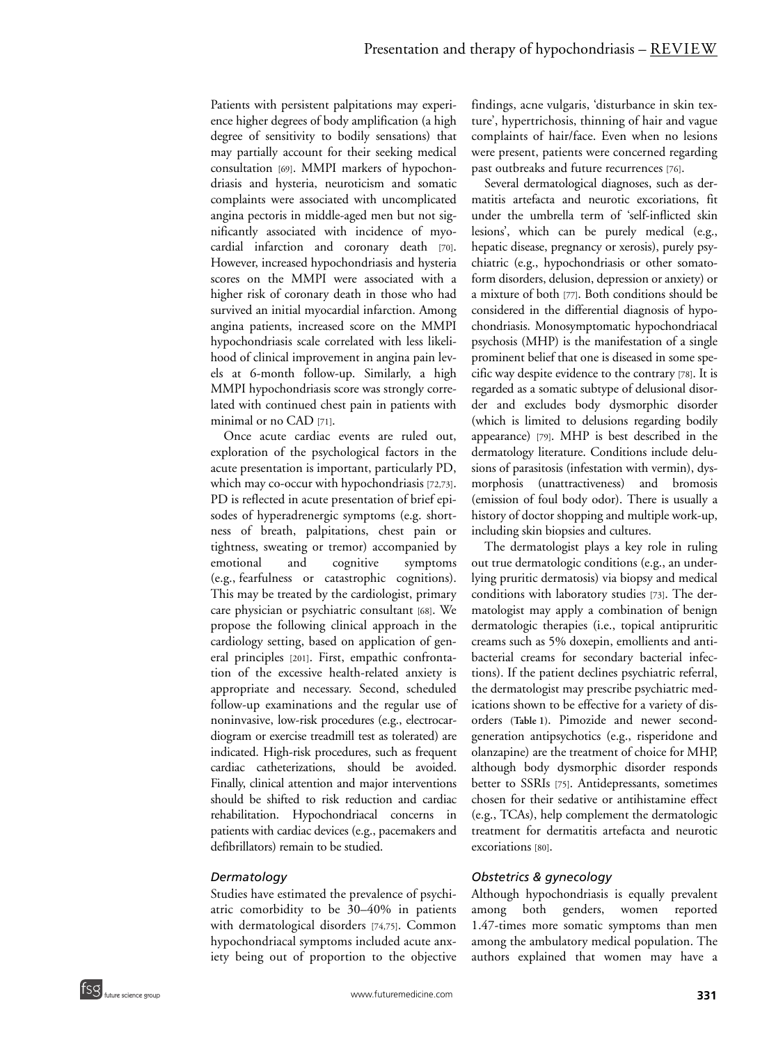Patients with persistent palpitations may experience higher degrees of body amplification (a high degree of sensitivity to bodily sensations) that may partially account for their seeking medical consultation [69]. MMPI markers of hypochondriasis and hysteria, neuroticism and somatic complaints were associated with uncomplicated angina pectoris in middle-aged men but not significantly associated with incidence of myocardial infarction and coronary death [70]. However, increased hypochondriasis and hysteria scores on the MMPI were associated with a higher risk of coronary death in those who had survived an initial myocardial infarction. Among angina patients, increased score on the MMPI hypochondriasis scale correlated with less likelihood of clinical improvement in angina pain levels at 6-month follow-up. Similarly, a high MMPI hypochondriasis score was strongly correlated with continued chest pain in patients with minimal or no CAD [71].

Once acute cardiac events are ruled out, exploration of the psychological factors in the acute presentation is important, particularly PD, which may co-occur with hypochondriasis [72,73]. PD is reflected in acute presentation of brief episodes of hyperadrenergic symptoms (e.g. shortness of breath, palpitations, chest pain or tightness, sweating or tremor) accompanied by emotional and cognitive symptoms (e.g., fearfulness or catastrophic cognitions). This may be treated by the cardiologist, primary care physician or psychiatric consultant [68]. We propose the following clinical approach in the cardiology setting, based on application of general principles [201]. First, empathic confrontation of the excessive health-related anxiety is appropriate and necessary. Second, scheduled follow-up examinations and the regular use of noninvasive, low-risk procedures (e.g., electrocardiogram or exercise treadmill test as tolerated) are indicated. High-risk procedures, such as frequent cardiac catheterizations, should be avoided. Finally, clinical attention and major interventions should be shifted to risk reduction and cardiac rehabilitation. Hypochondriacal concerns in patients with cardiac devices (e.g., pacemakers and defibrillators) remain to be studied.

### *Dermatology*

Studies have estimated the prevalence of psychiatric comorbidity to be 30–40% in patients with dermatological disorders [74,75]. Common hypochondriacal symptoms included acute anxiety being out of proportion to the objective findings, acne vulgaris, 'disturbance in skin texture', hypertrichosis, thinning of hair and vague complaints of hair/face. Even when no lesions were present, patients were concerned regarding past outbreaks and future recurrences [76].

Several dermatological diagnoses, such as dermatitis artefacta and neurotic excoriations, fit under the umbrella term of 'self-inflicted skin lesions', which can be purely medical (e.g., hepatic disease, pregnancy or xerosis), purely psychiatric (e.g., hypochondriasis or other somatoform disorders, delusion, depression or anxiety) or a mixture of both [77]. Both conditions should be considered in the differential diagnosis of hypochondriasis. Monosymptomatic hypochondriacal psychosis (MHP) is the manifestation of a single prominent belief that one is diseased in some specific way despite evidence to the contrary [78]. It is regarded as a somatic subtype of delusional disorder and excludes body dysmorphic disorder (which is limited to delusions regarding bodily appearance) [79]. MHP is best described in the dermatology literature. Conditions include delusions of parasitosis (infestation with vermin), dysmorphosis (unattractiveness) and bromosis (emission of foul body odor). There is usually a history of doctor shopping and multiple work-up, including skin biopsies and cultures.

The dermatologist plays a key role in ruling out true dermatologic conditions (e.g., an underlying pruritic dermatosis) via biopsy and medical conditions with laboratory studies [73]. The dermatologist may apply a combination of benign dermatologic therapies (i.e., topical antipruritic creams such as 5% doxepin, emollients and antibacterial creams for secondary bacterial infections). If the patient declines psychiatric referral, the dermatologist may prescribe psychiatric medications shown to be effective for a variety of disorders (**Table 1**). Pimozide and newer second-generation antipsychotics (e.g., risperidone and olanzapine) are the treatment of choice for MHP, although body dysmorphic disorder responds better to SSRIs [75]. Antidepressants, sometimes chosen for their sedative or antihistamine effect (e.g., TCAs), help complement the dermatologic treatment for dermatitis artefacta and neurotic excoriations [80].

### *Obstetrics & gynecology*

Although hypochondriasis is equally prevalent among both genders, women reported 1.47-times more somatic symptoms than men among the ambulatory medical population. The authors explained that women may have a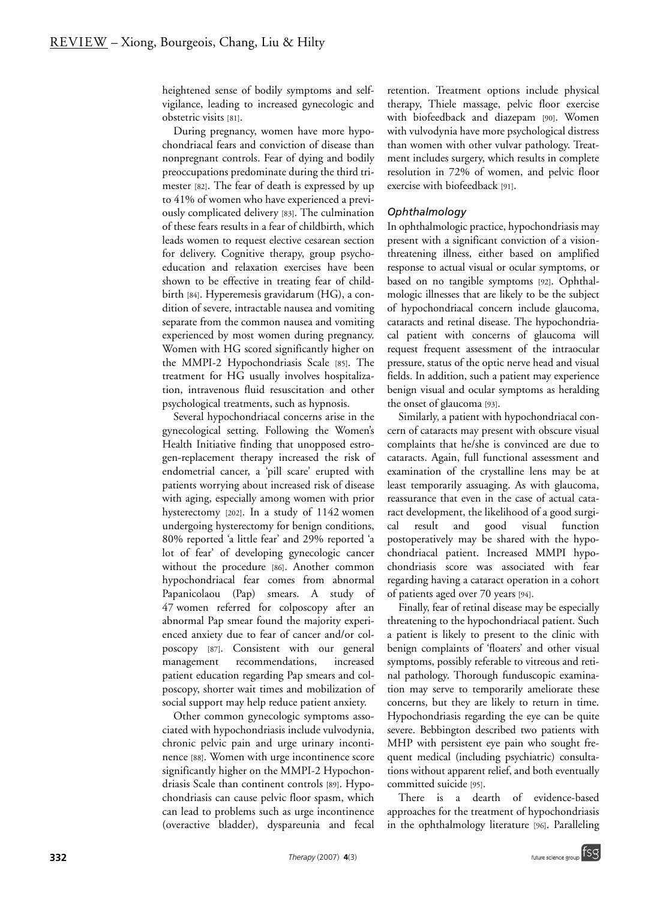heightened sense of bodily symptoms and self-vigilance, leading to increased gynecologic and obstetric visits [81].

During pregnancy, women have more hypochondriacal fears and conviction of disease than nonpregnant controls. Fear of dying and bodily preoccupations predominate during the third trimester [82]. The fear of death is expressed by up to 41% of women who have experienced a previously complicated delivery [83]. The culmination of these fears results in a fear of childbirth, which leads women to request elective cesarean section for delivery. Cognitive therapy, group psychoeducation and relaxation exercises have been shown to be effective in treating fear of childbirth [84]. Hyperemesis gravidarum (HG), a condition of severe, intractable nausea and vomiting separate from the common nausea and vomiting experienced by most women during pregnancy. Women with HG scored significantly higher on the MMPI-2 Hypochondriasis Scale [85]. The treatment for HG usually involves hospitalization, intravenous fluid resuscitation and other psychological treatments, such as hypnosis.

Several hypochondriacal concerns arise in the gynecological setting. Following the Women's Health Initiative finding that unopposed estrogen-replacement therapy increased the risk of endometrial cancer, a 'pill scare' erupted with patients worrying about increased risk of disease with aging, especially among women with prior hysterectomy [202]. In a study of 1142 women undergoing hysterectomy for benign conditions, 80% reported 'a little fear' and 29% reported 'a lot of fear' of developing gynecologic cancer without the procedure [86]. Another common hypochondriacal fear comes from abnormal Papanicolaou (Pap) smears. A study of 47 women referred for colposcopy after an abnormal Pap smear found the majority experienced anxiety due to fear of cancer and/or colposcopy [87]. Consistent with our general management recommendations, increased patient education regarding Pap smears and colposcopy, shorter wait times and mobilization of social support may help reduce patient anxiety.

Other common gynecologic symptoms associated with hypochondriasis include vulvodynia, chronic pelvic pain and urge urinary incontinence [88]. Women with urge incontinence score significantly higher on the MMPI-2 Hypochondriasis Scale than continent controls [89]. Hypochondriasis can cause pelvic floor spasm, which can lead to problems such as urge incontinence (overactive bladder), dyspareunia and fecal retention. Treatment options include physical therapy, Thiele massage, pelvic floor exercise with biofeedback and diazepam [90]. Women with vulvodynia have more psychological distress than women with other vulvar pathology. Treatment includes surgery, which results in complete resolution in 72% of women, and pelvic floor exercise with biofeedback [91].

### *Ophthalmology*

In ophthalmologic practice, hypochondriasis may present with a significant conviction of a vision-threatening illness, either based on amplified response to actual visual or ocular symptoms, or based on no tangible symptoms [92]. Ophthalmologic illnesses that are likely to be the subject of hypochondriacal concern include glaucoma, cataracts and retinal disease. The hypochondriacal patient with concerns of glaucoma will request frequent assessment of the intraocular pressure, status of the optic nerve head and visual fields. In addition, such a patient may experience benign visual and ocular symptoms as heralding the onset of glaucoma [93].

Similarly, a patient with hypochondriacal concern of cataracts may present with obscure visual complaints that he/she is convinced are due to cataracts. Again, full functional assessment and examination of the crystalline lens may be at least temporarily assuaging. As with glaucoma, reassurance that even in the case of actual cataract development, the likelihood of a good surgical result and good visual function postoperatively may be shared with the hypochondriacal patient. Increased MMPI hypochondriasis score was associated with fear regarding having a cataract operation in a cohort of patients aged over 70 years [94].

Finally, fear of retinal disease may be especially threatening to the hypochondriacal patient. Such a patient is likely to present to the clinic with benign complaints of 'floaters' and other visual symptoms, possibly referable to vitreous and retinal pathology. Thorough funduscopic examination may serve to temporarily ameliorate these concerns, but they are likely to return in time. Hypochondriasis regarding the eye can be quite severe. Bebbington described two patients with MHP with persistent eye pain who sought frequent medical (including psychiatric) consultations without apparent relief, and both eventually committed suicide [95].

There is a dearth of evidence-based approaches for the treatment of hypochondriasis in the ophthalmology literature [96]. Paralleling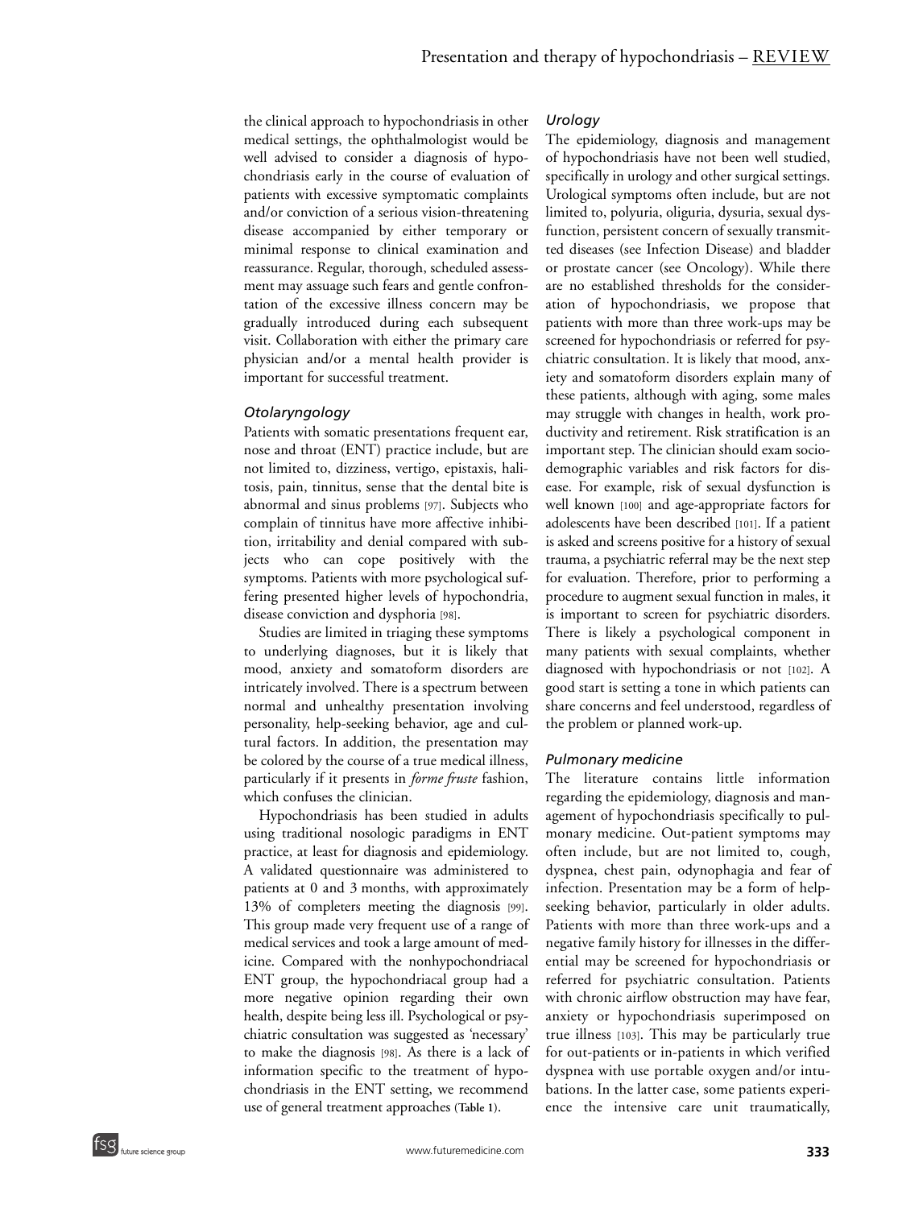the clinical approach to hypochondriasis in other medical settings, the ophthalmologist would be well advised to consider a diagnosis of hypochondriasis early in the course of evaluation of patients with excessive symptomatic complaints and/or conviction of a serious vision-threatening disease accompanied by either temporary or minimal response to clinical examination and reassurance. Regular, thorough, scheduled assessment may assuage such fears and gentle confrontation of the excessive illness concern may be gradually introduced during each subsequent visit. Collaboration with either the primary care physician and/or a mental health provider is important for successful treatment.

### *Otolaryngology*

Patients with somatic presentations frequent ear, nose and throat (ENT) practice include, but are not limited to, dizziness, vertigo, epistaxis, halitosis, pain, tinnitus, sense that the dental bite is abnormal and sinus problems [97]. Subjects who complain of tinnitus have more affective inhibition, irritability and denial compared with subjects who can cope positively with the symptoms. Patients with more psychological suffering presented higher levels of hypochondria, disease conviction and dysphoria [98].

Studies are limited in triaging these symptoms to underlying diagnoses, but it is likely that mood, anxiety and somatoform disorders are intricately involved. There is a spectrum between normal and unhealthy presentation involving personality, help-seeking behavior, age and cultural factors. In addition, the presentation may be colored by the course of a true medical illness, particularly if it presents in *forme fruste* fashion, which confuses the clinician.

Hypochondriasis has been studied in adults using traditional nosologic paradigms in ENT practice, at least for diagnosis and epidemiology. A validated questionnaire was administered to patients at 0 and 3 months, with approximately 13% of completers meeting the diagnosis [99]. This group made very frequent use of a range of medical services and took a large amount of medicine. Compared with the nonhypochondriacal ENT group, the hypochondriacal group had a more negative opinion regarding their own health, despite being less ill. Psychological or psychiatric consultation was suggested as 'necessary' to make the diagnosis [98]. As there is a lack of information specific to the treatment of hypochondriasis in the ENT setting, we recommend use of general treatment approaches (**Table 1**).

### *Urology*

The epidemiology, diagnosis and management of hypochondriasis have not been well studied, specifically in urology and other surgical settings. Urological symptoms often include, but are not limited to, polyuria, oliguria, dysuria, sexual dysfunction, persistent concern of sexually transmitted diseases (see Infection Disease) and bladder or prostate cancer (see Oncology). While there are no established thresholds for the consideration of hypochondriasis, we propose that patients with more than three work-ups may be screened for hypochondriasis or referred for psychiatric consultation. It is likely that mood, anxiety and somatoform disorders explain many of these patients, although with aging, some males may struggle with changes in health, work productivity and retirement. Risk stratification is an important step. The clinician should exam sociodemographic variables and risk factors for disease. For example, risk of sexual dysfunction is well known [100] and age-appropriate factors for adolescents have been described [101]. If a patient is asked and screens positive for a history of sexual trauma, a psychiatric referral may be the next step for evaluation. Therefore, prior to performing a procedure to augment sexual function in males, it is important to screen for psychiatric disorders. There is likely a psychological component in many patients with sexual complaints, whether diagnosed with hypochondriasis or not [102]. A good start is setting a tone in which patients can share concerns and feel understood, regardless of the problem or planned work-up.

### *Pulmonary medicine*

The literature contains little information regarding the epidemiology, diagnosis and management of hypochondriasis specifically to pulmonary medicine. Out-patient symptoms may often include, but are not limited to, cough, dyspnea, chest pain, odynophagia and fear of infection. Presentation may be a form of help-seeking behavior, particularly in older adults. Patients with more than three work-ups and a negative family history for illnesses in the differential may be screened for hypochondriasis or referred for psychiatric consultation. Patients with chronic airflow obstruction may have fear, anxiety or hypochondriasis superimposed on true illness [103]. This may be particularly true for out-patients or in-patients in which verified dyspnea with use portable oxygen and/or intubations. In the latter case, some patients experience the intensive care unit traumatically,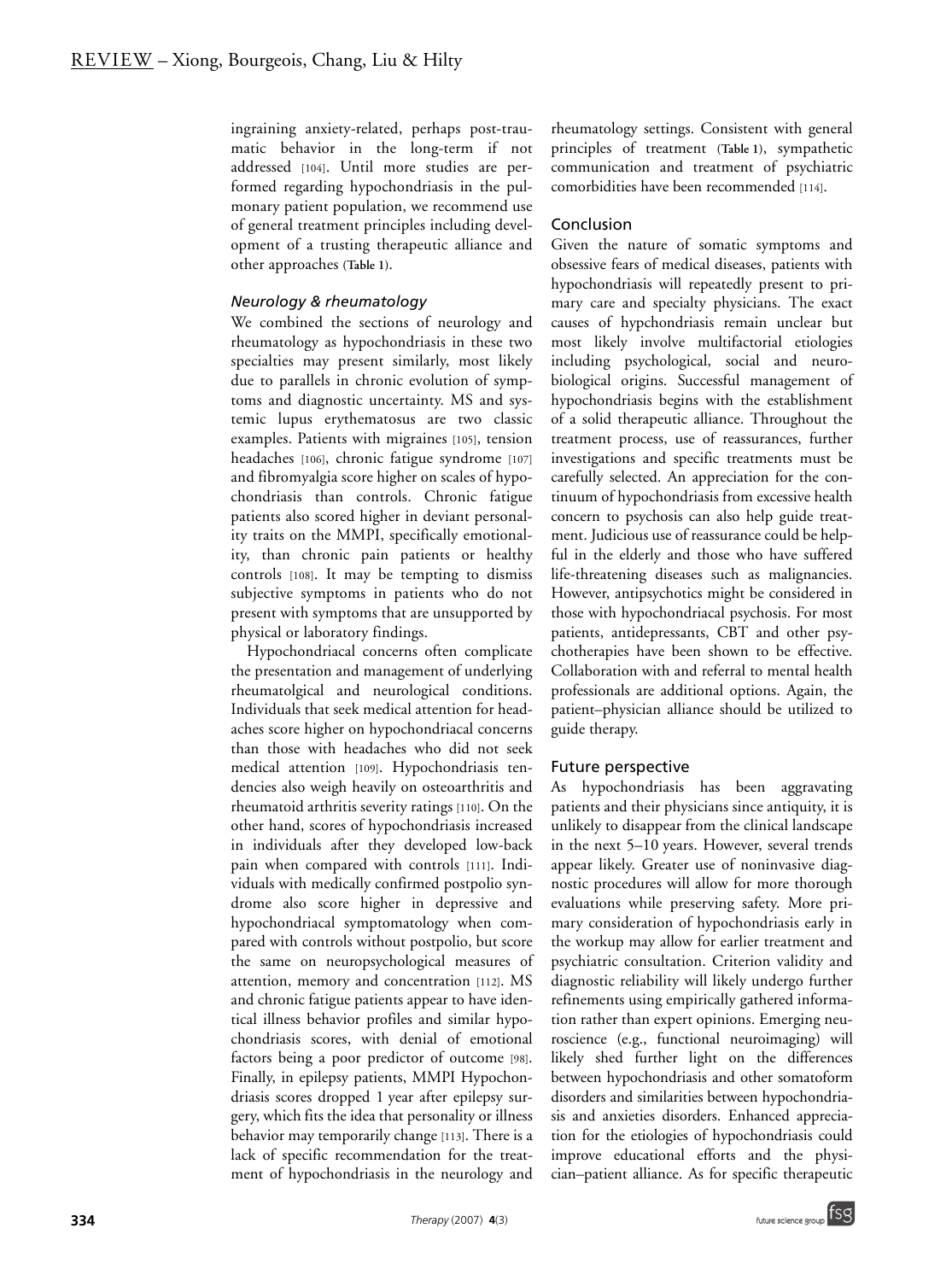ingraining anxiety-related, perhaps post-traumatic behavior in the long-term if not addressed [104]. Until more studies are performed regarding hypochondriasis in the pulmonary patient population, we recommend use of general treatment principles including development of a trusting therapeutic alliance and other approaches (**Table 1**).

### *Neurology & rheumatology*

We combined the sections of neurology and rheumatology as hypochondriasis in these two specialties may present similarly, most likely due to parallels in chronic evolution of symptoms and diagnostic uncertainty. MS and systemic lupus erythematosus are two classic examples. Patients with migraines [105], tension headaches [106], chronic fatigue syndrome [107] and fibromyalgia score higher on scales of hypochondriasis than controls. Chronic fatigue patients also scored higher in deviant personality traits on the MMPI, specifically emotionality, than chronic pain patients or healthy controls [108]. It may be tempting to dismiss subjective symptoms in patients who do not present with symptoms that are unsupported by physical or laboratory findings.

Hypochondriacal concerns often complicate the presentation and management of underlying rheumatolgical and neurological conditions. Individuals that seek medical attention for headaches score higher on hypochondriacal concerns than those with headaches who did not seek medical attention [109]. Hypochondriasis tendencies also weigh heavily on osteoarthritis and rheumatoid arthritis severity ratings [110]. On the other hand, scores of hypochondriasis increased in individuals after they developed low-back pain when compared with controls [111]. Individuals with medically confirmed postpolio syndrome also score higher in depressive and hypochondriacal symptomatology when compared with controls without postpolio, but score the same on neuropsychological measures of attention, memory and concentration [112]. MS and chronic fatigue patients appear to have identical illness behavior profiles and similar hypochondriasis scores, with denial of emotional factors being a poor predictor of outcome [98]. Finally, in epilepsy patients, MMPI Hypochondriasis scores dropped 1 year after epilepsy surgery, which fits the idea that personality or illness behavior may temporarily change [113]. There is a lack of specific recommendation for the treatment of hypochondriasis in the neurology and rheumatology settings. Consistent with general principles of treatment (**Table 1**), sympathetic communication and treatment of psychiatric comorbidities have been recommended [114].

## Conclusion

Given the nature of somatic symptoms and obsessive fears of medical diseases, patients with hypochondriasis will repeatedly present to primary care and specialty physicians. The exact causes of hypchondriasis remain unclear but most likely involve multifactorial etiologies including psychological, social and neurobiological origins. Successful management of hypochondriasis begins with the establishment of a solid therapeutic alliance. Throughout the treatment process, use of reassurances, further investigations and specific treatments must be carefully selected. An appreciation for the continuum of hypochondriasis from excessive health concern to psychosis can also help guide treatment. Judicious use of reassurance could be helpful in the elderly and those who have suffered life-threatening diseases such as malignancies. However, antipsychotics might be considered in those with hypochondriacal psychosis. For most patients, antidepressants, CBT and other psychotherapies have been shown to be effective. Collaboration with and referral to mental health professionals are additional options. Again, the patient–physician alliance should be utilized to guide therapy.

## Future perspective

As hypochondriasis has been aggravating patients and their physicians since antiquity, it is unlikely to disappear from the clinical landscape in the next 5–10 years. However, several trends appear likely. Greater use of noninvasive diagnostic procedures will allow for more thorough evaluations while preserving safety. More primary consideration of hypochondriasis early in the workup may allow for earlier treatment and psychiatric consultation. Criterion validity and diagnostic reliability will likely undergo further refinements using empirically gathered information rather than expert opinions. Emerging neuroscience (e.g., functional neuroimaging) will likely shed further light on the differences between hypochondriasis and other somatoform disorders and similarities between hypochondriasis and anxieties disorders. Enhanced appreciation for the etiologies of hypochondriasis could improve educational efforts and the physician–patient alliance. As for specific therapeutic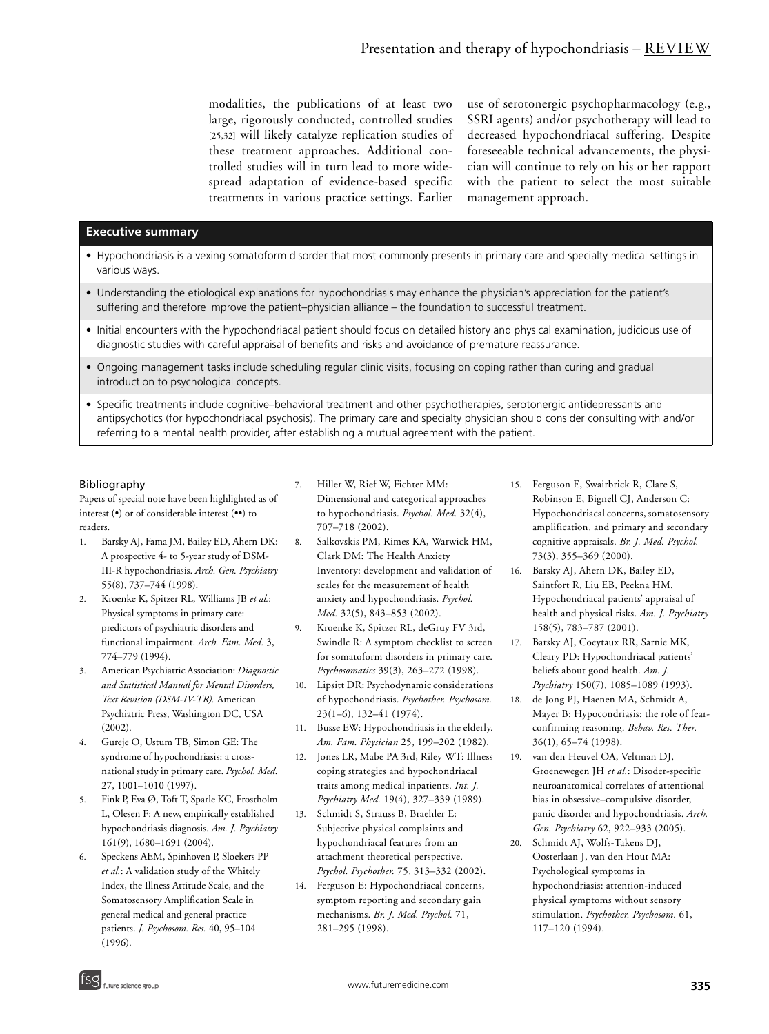modalities, the publications of at least two large, rigorously conducted, controlled studies [25,32] will likely catalyze replication studies of these treatment approaches. Additional controlled studies will in turn lead to more widespread adaptation of evidence-based specific treatments in various practice settings. Earlier use of serotonergic psychopharmacology (e.g., SSRI agents) and/or psychotherapy will lead to decreased hypochondriacal suffering. Despite foreseeable technical advancements, the physician will continue to rely on his or her rapport with the patient to select the most suitable management approach.

## Executive summary

- Hypochondriasis is a vexing somatoform disorder that most commonly presents in primary care and specialty medical settings in various ways.
- Understanding the etiological explanations for hypochondriasis may enhance the physician's appreciation for the patient's suffering and therefore improve the patient–physician alliance – the foundation to successful treatment.
- Initial encounters with the hypochondriacal patient should focus on detailed history and physical examination, judicious use of diagnostic studies with careful appraisal of benefits and risks and avoidance of premature reassurance.
- Ongoing management tasks include scheduling regular clinic visits, focusing on coping rather than curing and gradual introduction to psychological concepts.
- Specific treatments include cognitive–behavioral treatment and other psychotherapies, serotonergic antidepressants and antipsychotics (for hypochondriacal psychosis). The primary care and specialty physician should consider consulting with and/or referring to a mental health provider, after establishing a mutual agreement with the patient.

## Bibliography

Papers of special note have been highlighted as of interest (•) or of considerable interest (••) to readers.

1. Barsky AJ, Fama JM, Bailey ED, Ahern DK: A prospective 4- to 5-year study of DSM-III-R hypochondriasis. *Arch. Gen. Psychiatry* 55(8), 737–744 (1998).
2. Kroenke K, Spitzer RL, Williams JB *et al.*: Physical symptoms in primary care: predictors of psychiatric disorders and functional impairment. *Arch. Fam. Med.* 3, 774–779 (1994).
3. American Psychiatric Association: *Diagnostic and Statistical Manual for Mental Disorders, Text Revision (DSM-IV-TR).* American Psychiatric Press, Washington DC, USA (2002).
4. Gureje O, Ustum TB, Simon GE: The syndrome of hypochondriasis: a cross-national study in primary care. *Psychol. Med.* 27, 1001–1010 (1997).
5. Fink P, Eva Ø, Toft T, Sparle KC, Frostholm L, Olesen F: A new, empirically established hypochondriasis diagnosis. *Am. J. Psychiatry* 161(9), 1680–1691 (2004).
6. Speckens AEM, Spinhoven P, Sloekers PP *et al.*: A validation study of the Whitely Index, the Illness Attitude Scale, and the Somatosensory Amplification Scale in general medical and general practice patients. *J. Psychosom. Res.* 40, 95–104 (1996).
7. Hiller W, Rief W, Fichter MM: Dimensional and categorical approaches to hypochondriasis. *Psychol. Med.* 32(4), 707–718 (2002).
8. Salkovskis PM, Rimes KA, Warwick HM, Clark DM: The Health Anxiety Inventory: development and validation of scales for the measurement of health anxiety and hypochondriasis. *Psychol. Med.* 32(5), 843–853 (2002).
9. Kroenke K, Spitzer RL, deGruy FV 3rd, Swindle R: A symptom checklist to screen for somatoform disorders in primary care. *Psychosomatics* 39(3), 263–272 (1998).
10. Lipsitt DR: Psychodynamic considerations of hypochondriasis. *Psychother. Psychosom.* 23(1–6), 132–41 (1974).
11. Busse EW: Hypochondriasis in the elderly. *Am. Fam. Physician* 25, 199–202 (1982).
12. Jones LR, Mabe PA 3rd, Riley WT: Illness coping strategies and hypochondriacal traits among medical inpatients. *Int. J. Psychiatry Med.* 19(4), 327–339 (1989).
13. Schmidt S, Strauss B, Braehler E: Subjective physical complaints and hypochondriacal features from an attachment theoretical perspective. *Psychol. Psychother.* 75, 313–332 (2002).
14. Ferguson E: Hypochondriacal concerns, symptom reporting and secondary gain mechanisms. *Br. J. Med. Psychol.* 71, 281–295 (1998).
15. Ferguson E, Swairbrick R, Clare S, Robinson E, Bignell CJ, Anderson C: Hypochondriacal concerns, somatosensory amplification, and primary and secondary cognitive appraisals. *Br. J. Med. Psychol.* 73(3), 355–369 (2000).
16. Barsky AJ, Ahern DK, Bailey ED, Saintfort R, Liu EB, Peekna HM. Hypochondriacal patients' appraisal of health and physical risks. *Am. J. Psychiatry* 158(5), 783–787 (2001).
17. Barsky AJ, Coeytaux RR, Sarnie MK, Cleary PD: Hypochondriacal patients' beliefs about good health. *Am. J. Psychiatry* 150(7), 1085–1089 (1993).
18. de Jong PJ, Haenen MA, Schmidt A, Mayer B: Hypocondriasis: the role of fear-confirming reasoning. *Behav. Res. Ther.* 36(1), 65–74 (1998).
19. van den Heuvel OA, Veltman DJ, Groenewegen JH *et al.*: Disoder-specific neuroanatomical correlates of attentional bias in obsessive–compulsive disorder, panic disorder and hypochondriasis. *Arch. Gen. Psychiatry* 62, 922–933 (2005).
20. Schmidt AJ, Wolfs-Takens DJ, Oosterlaan J, van den Hout MA: Psychological symptoms in hypochondriasis: attention-induced physical symptoms without sensory stimulation. *Psychother. Psychosom.* 61, 117–120 (1994).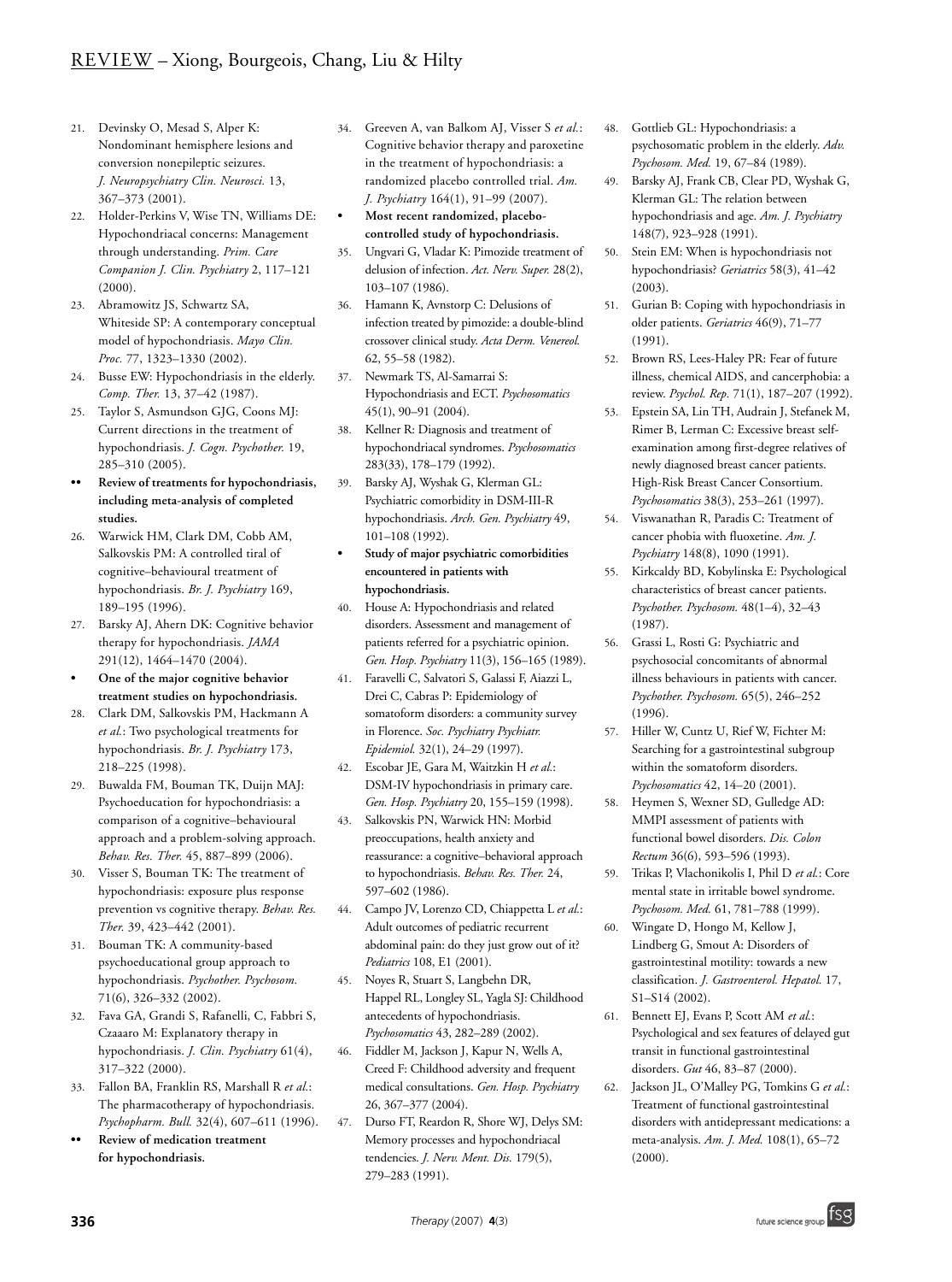21. Devinsky O, Mesad S, Alper K: Nondominant hemisphere lesions and conversion nonepileptic seizures. *J. Neuropsychiatry Clin. Neurosci.* 13, 367–373 (2001).
22. Holder-Perkins V, Wise TN, Williams DE: Hypochondriacal concerns: Management through understanding. *Prim. Care Companion J. Clin. Psychiatry* 2, 117–121 (2000).
23. Abramowitz JS, Schwartz SA, Whiteside SP: A contemporary conceptual model of hypochondriasis. *Mayo Clin. Proc.* 77, 1323–1330 (2002).
24. Busse EW: Hypochondriasis in the elderly. *Comp. Ther.* 13, 37–42 (1987).
25. Taylor S, Asmundson GJG, Coons MJ: Current directions in the treatment of hypochondriasis. *J. Cogn. Psychother.* 19, 285–310 (2005).
   - •• **Review of treatments for hypochondriasis, including meta-analysis of completed studies.**
26. Warwick HM, Clark DM, Cobb AM, Salkovskis PM: A controlled tiral of cognitive–behavioural treatment of hypochondriasis. *Br. J. Psychiatry* 169, 189–195 (1996).
27. Barsky AJ, Ahern DK: Cognitive behavior therapy for hypochondriasis. *JAMA* 291(12), 1464–1470 (2004).
   - • **One of the major cognitive behavior treatment studies on hypochondriasis.**
28. Clark DM, Salkovskis PM, Hackmann A *et al.*: Two psychological treatments for hypochondriasis. *Br. J. Psychiatry* 173, 218–225 (1998).
29. Buwalda FM, Bouman TK, Duijn MAJ: Psychoeducation for hypochondriasis: a comparison of a cognitive–behavioural approach and a problem-solving approach. *Behav. Res. Ther.* 45, 887–899 (2006).
30. Visser S, Bouman TK: The treatment of hypochondriasis: exposure plus response prevention vs cognitive therapy. *Behav. Res. Ther.* 39, 423–442 (2001).
31. Bouman TK: A community-based psychoeducational group approach to hypochondriasis. *Psychother. Psychosom.* 71(6), 326–332 (2002).
32. Fava GA, Grandi S, Rafanelli, C, Fabbri S, Czaaaro M: Explanatory therapy in hypochondriasis. *J. Clin. Psychiatry* 61(4), 317–322 (2000).
33. Fallon BA, Franklin RS, Marshall R *et al.*: The pharmacotherapy of hypochondriasis. *Psychopharm. Bull.* 32(4), 607–611 (1996).
   - •• **Review of medication treatment for hypochondriasis.**
34. Greeven A, van Balkom AJ, Visser S *et al.*: Cognitive behavior therapy and paroxetine in the treatment of hypochondriasis: a randomized placebo controlled trial. *Am. J. Psychiatry* 164(1), 91–99 (2007).
   - • **Most recent randomized, placebo-controlled study of hypochondriasis.**
35. Ungvari G, Vladar K: Pimozide treatment of delusion of infection. *Act. Nerv. Super.* 28(2), 103–107 (1986).
36. Hamann K, Avnstorp C: Delusions of infection treated by pimozide: a double-blind crossover clinical study. *Acta Derm. Venereol.* 62, 55–58 (1982).
37. Newmark TS, Al-Samarrai S: Hypochondriasis and ECT. *Psychosomatics* 45(1), 90–91 (2004).
38. Kellner R: Diagnosis and treatment of hypochondriacal syndromes. *Psychosomatics* 283(33), 178–179 (1992).
39. Barsky AJ, Wyshak G, Klerman GL: Psychiatric comorbidity in DSM-III-R hypochondriasis. *Arch. Gen. Psychiatry* 49, 101–108 (1992).
   - • **Study of major psychiatric comorbidities encountered in patients with hypochondriasis.**
40. House A: Hypochondriasis and related disorders. Assessment and management of patients referred for a psychiatric opinion. *Gen. Hosp. Psychiatry* 11(3), 156–165 (1989).
41. Faravelli C, Salvatori S, Galassi F, Aiazzi L, Drei C, Cabras P: Epidemiology of somatoform disorders: a community survey in Florence. *Soc. Psychiatry Psychiatr. Epidemiol.* 32(1), 24–29 (1997).
42. Escobar JE, Gara M, Waitzkin H *et al.*: DSM-IV hypochondriasis in primary care. *Gen. Hosp. Psychiatry* 20, 155–159 (1998).
43. Salkovskis PN, Warwick HN: Morbid preoccupations, health anxiety and reassurance: a cognitive–behavioral approach to hypochondriasis. *Behav. Res. Ther.* 24, 597–602 (1986).
44. Campo JV, Lorenzo CD, Chiappetta L *et al.*: Adult outcomes of pediatric recurrent abdominal pain: do they just grow out of it? *Pediatrics* 108, E1 (2001).
45. Noyes R, Stuart S, Langbehn DR, Happel RL, Longley SL, Yagla SJ: Childhood antecedents of hypochondriasis. *Psychosomatics* 43, 282–289 (2002).
46. Fiddler M, Jackson J, Kapur N, Wells A, Creed F: Childhood adversity and frequent medical consultations. *Gen. Hosp. Psychiatry* 26, 367–377 (2004).
47. Durso FT, Reardon R, Shore WJ, Delys SM: Memory processes and hypochondriacal tendencies. *J. Nerv. Ment. Dis.* 179(5), 279–283 (1991).
48. Gottlieb GL: Hypochondriasis: a psychosomatic problem in the elderly. *Adv. Psychosom. Med.* 19, 67–84 (1989).
49. Barsky AJ, Frank CB, Clear PD, Wyshak G, Klerman GL: The relation between hypochondriasis and age. *Am. J. Psychiatry* 148(7), 923–928 (1991).
50. Stein EM: When is hypochondriasis not hypochondriasis? *Geriatrics* 58(3), 41–42 (2003).
51. Gurian B: Coping with hypochondriasis in older patients. *Geriatrics* 46(9), 71–77 (1991).
52. Brown RS, Lees-Haley PR: Fear of future illness, chemical AIDS, and cancerphobia: a review. *Psychol. Rep.* 71(1), 187–207 (1992).
53. Epstein SA, Lin TH, Audrain J, Stefanek M, Rimer B, Lerman C: Excessive breast self-examination among first-degree relatives of newly diagnosed breast cancer patients. High-Risk Breast Cancer Consortium. *Psychosomatics* 38(3), 253–261 (1997).
54. Viswanathan R, Paradis C: Treatment of cancer phobia with fluoxetine. *Am. J. Psychiatry* 148(8), 1090 (1991).
55. Kirkcaldy BD, Kobylinska E: Psychological characteristics of breast cancer patients. *Psychother. Psychosom.* 48(1–4), 32–43 (1987).
56. Grassi L, Rosti G: Psychiatric and psychosocial concomitants of abnormal illness behaviours in patients with cancer. *Psychother. Psychosom.* 65(5), 246–252 (1996).
57. Hiller W, Cuntz U, Rief W, Fichter M: Searching for a gastrointestinal subgroup within the somatoform disorders. *Psychosomatics* 42, 14–20 (2001).
58. Heymen S, Wexner SD, Gulledge AD: MMPI assessment of patients with functional bowel disorders. *Dis. Colon Rectum* 36(6), 593–596 (1993).
59. Trikas P, Vlachonikolis I, Phil D *et al.*: Core mental state in irritable bowel syndrome. *Psychosom. Med.* 61, 781–788 (1999).
60. Wingate D, Hongo M, Kellow J, Lindberg G, Smout A: Disorders of gastrointestinal motility: towards a new classification. *J. Gastroenterol. Hepatol.* 17, S1–S14 (2002).
61. Bennett EJ, Evans P, Scott AM *et al.*: Psychological and sex features of delayed gut transit in functional gastrointestinal disorders. *Gut* 46, 83–87 (2000).
62. Jackson JL, O'Malley PG, Tomkins G *et al.*: Treatment of functional gastrointestinal disorders with antidepressant medications: a meta-analysis. *Am. J. Med.* 108(1), 65–72 (2000).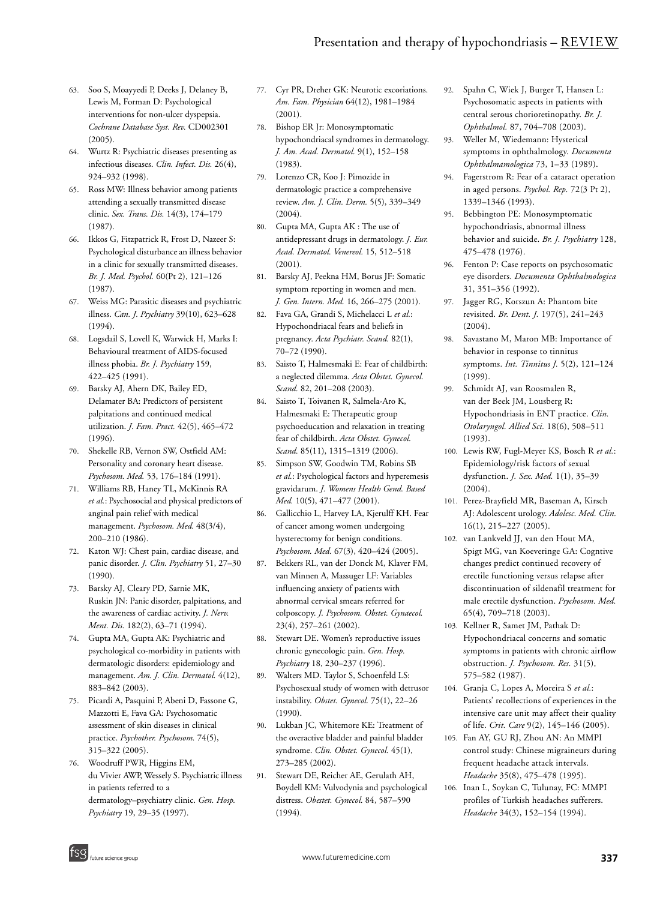63. Soo S, Moayyedi P, Deeks J, Delaney B, Lewis M, Forman D: Psychological interventions for non-ulcer dyspepsia. *Cochrane Database Syst. Rev.* CD002301 (2005).
64. Wurtz R: Psychiatric diseases presenting as infectious diseases. *Clin. Infect. Dis.* 26(4), 924–932 (1998).
65. Ross MW: Illness behavior among patients attending a sexually transmitted disease clinic. *Sex. Trans. Dis.* 14(3), 174–179 (1987).
66. Ikkos G, Fitzpatrick R, Frost D, Nazeer S: Psychological disturbance an illness behavior in a clinic for sexually transmitted diseases. *Br. J. Med. Psychol.* 60(Pt 2), 121–126 (1987).
67. Weiss MG: Parasitic diseases and psychiatric illness. *Can. J. Psychiatry* 39(10), 623–628 (1994).
68. Logsdail S, Lovell K, Warwick H, Marks I: Behavioural treatment of AIDS-focused illness phobia. *Br. J. Psychiatry* 159, 422–425 (1991).
69. Barsky AJ, Ahern DK, Bailey ED, Delamater BA: Predictors of persistent palpitations and continued medical utilization. *J. Fam. Pract.* 42(5), 465–472 (1996).
70. Shekelle RB, Vernon SW, Ostfield AM: Personality and coronary heart disease. *Psychosom. Med.* 53, 176–184 (1991).
71. Williams RB, Haney TL, McKinnis RA *et al.*: Psychosocial and physical predictors of anginal pain relief with medical management. *Psychosom. Med.* 48(3/4), 200–210 (1986).
72. Katon WJ: Chest pain, cardiac disease, and panic disorder. *J. Clin. Psychiatry* 51, 27–30 (1990).
73. Barsky AJ, Cleary PD, Sarnie MK, Ruskin JN: Panic disorder, palpitations, and the awareness of cardiac activity. *J. Nerv. Ment. Dis.* 182(2), 63–71 (1994).
74. Gupta MA, Gupta AK: Psychiatric and psychological co-morbidity in patients with dermatologic disorders: epidemiology and management. *Am. J. Clin. Dermatol.* 4(12), 883–842 (2003).
75. Picardi A, Pasquini P, Abeni D, Fassone G, Mazzotti E, Fava GA: Psychosomatic assessment of skin diseases in clinical practice. *Psychother. Psychosom.* 74(5), 315–322 (2005).
76. Woodruff PWR, Higgins EM, du Vivier AWP, Wessely S. Psychiatric illness in patients referred to a dermatology–psychiatry clinic. *Gen. Hosp. Psychiatry* 19, 29–35 (1997).
77. Cyr PR, Dreher GK: Neurotic excoriations. *Am. Fam. Physician* 64(12), 1981–1984 (2001).
78. Bishop ER Jr: Monosymptomatic hypochondriacal syndromes in dermatology. *J. Am. Acad. Dermatol.* 9(1), 152–158 (1983).
79. Lorenzo CR, Koo J: Pimozide in dermatologic practice a comprehensive review. *Am. J. Clin. Derm.* 5(5), 339–349 (2004).
80. Gupta MA, Gupta AK : The use of antidepressant drugs in dermatology. *J. Eur. Acad. Dermatol. Venereol.* 15, 512–518 (2001).
81. Barsky AJ, Peekna HM, Borus JF: Somatic symptom reporting in women and men. *J. Gen. Intern. Med.* 16, 266–275 (2001).
82. Fava GA, Grandi S, Michelacci L *et al.*: Hypochondriacal fears and beliefs in pregnancy. *Acta Psychiatr. Scand.* 82(1), 70–72 (1990).
83. Saisto T, Halmesmaki E: Fear of childbirth: a neglected dilemma. *Acta Obstet. Gynecol. Scand.* 82, 201–208 (2003).
84. Saisto T, Toivanen R, Salmela-Aro K, Halmesmaki E: Therapeutic group psychoeducation and relaxation in treating fear of childbirth. *Acta Obstet. Gynecol. Scand.* 85(11), 1315–1319 (2006).
85. Simpson SW, Goodwin TM, Robins SB *et al.*: Psychological factors and hyperemesis gravidarum. *J. Womens Health Gend. Based Med.* 10(5), 471–477 (2001).
86. Gallicchio L, Harvey LA, Kjerulff KH. Fear of cancer among women undergoing hysterectomy for benign conditions. *Psychosom. Med.* 67(3), 420–424 (2005).
87. Bekkers RL, van der Donck M, Klaver FM, van Minnen A, Massuger LF: Variables influencing anxiety of patients with abnormal cervical smears referred for colposcopy. *J. Psychosom. Obstet. Gynaecol.* 23(4), 257–261 (2002).
88. Stewart DE. Women's reproductive issues chronic gynecologic pain. *Gen. Hosp. Psychiatry* 18, 230–237 (1996).
89. Walters MD. Taylor S, Schoenfeld LS: Psychosexual study of women with detrusor instability. *Obstet. Gynecol.* 75(1), 22–26 (1990).
90. Lukban JC, Whitemore KE: Treatment of the overactive bladder and painful bladder syndrome. *Clin. Obstet. Gynecol.* 45(1), 273–285 (2002).
91. Stewart DE, Reicher AE, Gerulath AH, Boydell KM: Vulvodynia and psychological distress. *Obestet. Gynecol.* 84, 587–590 (1994).
92. Spahn C, Wiek J, Burger T, Hansen L: Psychosomatic aspects in patients with central serous chorioretinopathy. *Br. J. Ophthalmol.* 87, 704–708 (2003).
93. Weller M, Wiedemann: Hysterical symptoms in ophthalmology. *Documenta Ophthalmamologica* 73, 1–33 (1989).
94. Fagerstrom R: Fear of a cataract operation in aged persons. *Psychol. Rep.* 72(3 Pt 2), 1339–1346 (1993).
95. Bebbington PE: Monosymptomatic hypochondriasis, abnormal illness behavior and suicide. *Br. J. Psychiatry* 128, 475–478 (1976).
96. Fenton P: Case reports on psychosomatic eye disorders. *Documenta Ophthalmologica* 31, 351–356 (1992).
97. Jagger RG, Korszun A: Phantom bite revisited. *Br. Dent. J.* 197(5), 241–243 (2004).
98. Savastano M, Maron MB: Importance of behavior in response to tinnitus symptoms. *Int. Tinnitus J.* 5(2), 121–124 (1999).
99. Schmidt AJ, van Roosmalen R, van der Beek JM, Lousberg R: Hypochondriasis in ENT practice. *Clin. Otolaryngol. Allied Sci.* 18(6), 508–511 (1993).
100. Lewis RW, Fugl-Meyer KS, Bosch R *et al.*: Epidemiology/risk factors of sexual dysfunction. *J. Sex. Med.* 1(1), 35–39 (2004).
101. Perez-Brayfield MR, Baseman A, Kirsch AJ: Adolescent urology. *Adolesc. Med. Clin.* 16(1), 215–227 (2005).
102. van Lankveld JJ, van den Hout MA, Spigt MG, van Koeveringe GA: Cogntive changes predict continued recovery of erectile functioning versus relapse after discontinuation of sildenafil treatment for male erectile dysfunction. *Psychosom. Med.* 65(4), 709–718 (2003).
103. Kellner R, Samet JM, Pathak D: Hypochondriacal concerns and somatic symptoms in patients with chronic airflow obstruction. *J. Psychosom. Res.* 31(5), 575–582 (1987).
104. Granja C, Lopes A, Moreira S *et al.*: Patients' recollections of experiences in the intensive care unit may affect their quality of life. *Crit. Care* 9(2), 145–146 (2005).
105. Fan AY, GU RJ, Zhou AN: An MMPI control study: Chinese migraineurs during frequent headache attack intervals. *Headache* 35(8), 475–478 (1995).
106. Inan L, Soykan C, Tulunay, FC: MMPI profiles of Turkish headaches sufferers. *Headache* 34(3), 152–154 (1994).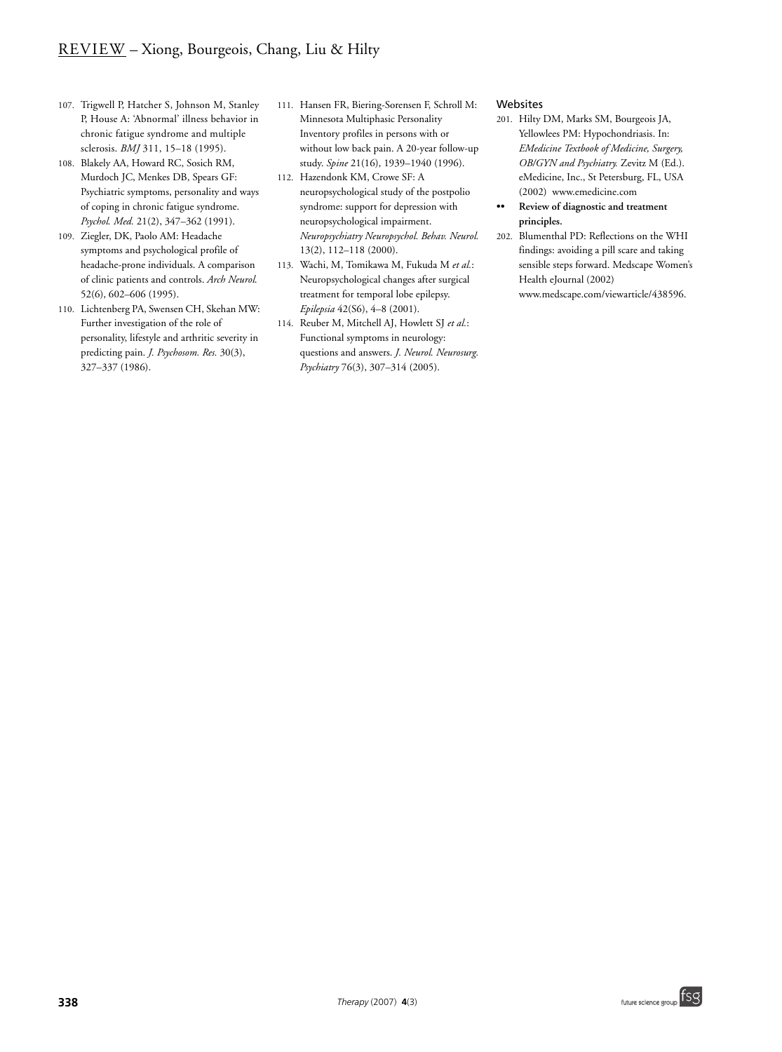107. Trigwell P, Hatcher S, Johnson M, Stanley P, House A: 'Abnormal' illness behavior in chronic fatigue syndrome and multiple sclerosis. *BMJ* 311, 15–18 (1995).
108. Blakely AA, Howard RC, Sosich RM, Murdoch JC, Menkes DB, Spears GF: Psychiatric symptoms, personality and ways of coping in chronic fatigue syndrome. *Psychol. Med.* 21(2), 347–362 (1991).
109. Ziegler, DK, Paolo AM: Headache symptoms and psychological profile of headache-prone individuals. A comparison of clinic patients and controls. *Arch Neurol.* 52(6), 602–606 (1995).
110. Lichtenberg PA, Swensen CH, Skehan MW: Further investigation of the role of personality, lifestyle and arthritic severity in predicting pain. *J. Psychosom. Res.* 30(3), 327–337 (1986).
111. Hansen FR, Biering-Sorensen F, Schroll M: Minnesota Multiphasic Personality Inventory profiles in persons with or without low back pain. A 20-year follow-up study. *Spine* 21(16), 1939–1940 (1996).
112. Hazendonk KM, Crowe SF: A neuropsychological study of the postpolio syndrome: support for depression with neuropsychological impairment. *Neuropsychiatry Neuropsychol. Behav. Neurol.* 13(2), 112–118 (2000).
113. Wachi, M, Tomikawa M, Fukuda M *et al.*: Neuropsychological changes after surgical treatment for temporal lobe epilepsy. *Epilepsia* 42(S6), 4–8 (2001).
114. Reuber M, Mitchell AJ, Howlett SJ *et al.*: Functional symptoms in neurology: questions and answers. *J. Neurol. Neurosurg. Psychiatry* 76(3), 307–314 (2005).

### Websites

201. Hilty DM, Marks SM, Bourgeois JA, Yellowlees PM: Hypochondriasis. In: *EMedicine Textbook of Medicine, Surgery, OB/GYN and Psychiatry.* Zevitz M (Ed.). eMedicine, Inc., St Petersburg, FL, USA (2002) www.emedicine.com
    - •• **Review of diagnostic and treatment principles.**
202. Blumenthal PD: Reflections on the WHI findings: avoiding a pill scare and taking sensible steps forward. Medscape Women's Health eJournal (2002) www.medscape.com/viewarticle/438596.